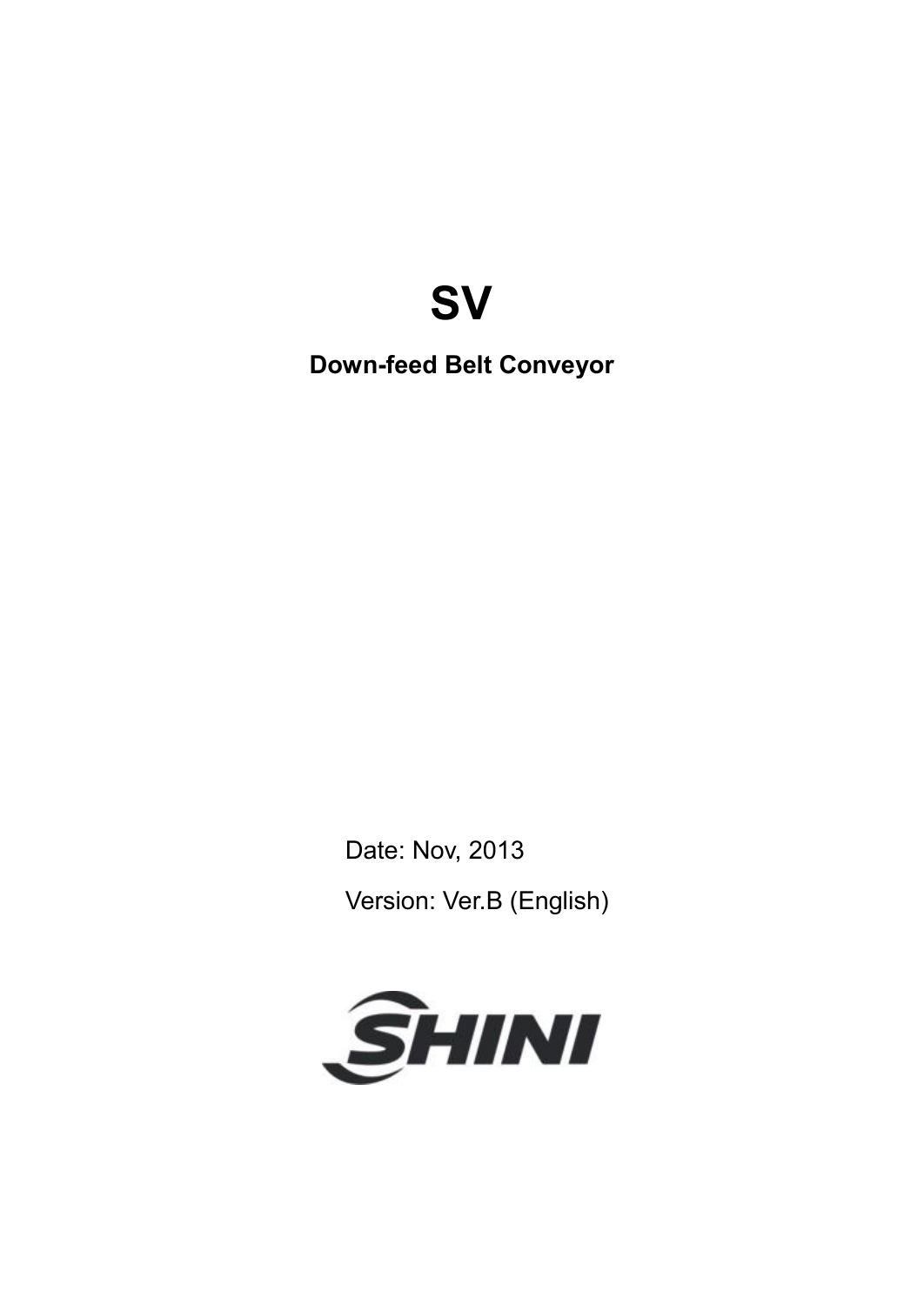# SV

**Down-feed Belt Conveyor**

Date: Nov, 2013

Version: Ver.B (English)

SHINI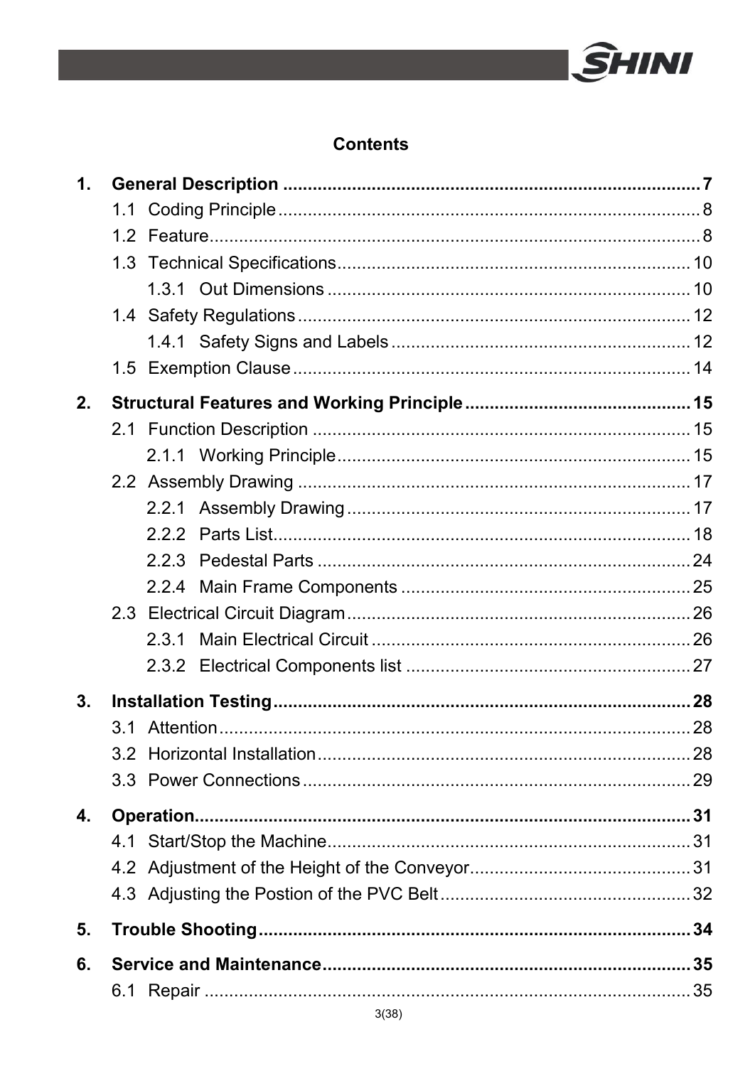## Contents

**1. General Description ......................................................................................... 7**

1.1 Coding Principle ......................................................................................... 8

1.2 Feature ......................................................................................................... 8

1.3 Technical Specifications ........................................................................... 10

1.3.1 Out Dimensions ............................................................................ 10

1.4 Safety Regulations ..................................................................................... 12

1.4.1 Safety Signs and Labels .............................................................. 12

1.5 Exemption Clause ...................................................................................... 14

**2. Structural Features and Working Principle .............................................. 15**

2.1 Function Description ................................................................................. 15

2.1.1 Working Principle ......................................................................... 15

2.2 Assembly Drawing ..................................................................................... 17

2.2.1 Assembly Drawing ....................................................................... 17

2.2.2 Parts List ...................................................................................... 18

2.2.3 Pedestal Parts .............................................................................. 24

2.2.4 Main Frame Components ............................................................ 25

2.3 Electrical Circuit Diagram .......................................................................... 26

2.3.1 Main Electrical Circuit .................................................................. 26

2.3.2 Electrical Components list ........................................................... 27

**3. Installation Testing ....................................................................................... 28**

3.1 Attention ..................................................................................................... 28

3.2 Horizontal Installation ................................................................................ 28

3.3 Power Connections .................................................................................... 29

**4. Operation ........................................................................................................ 31**

4.1 Start/Stop the Machine ............................................................................... 31

4.2 Adjustment of the Height of the Conveyor ................................................ 31

4.3 Adjusting the Postion of the PVC Belt ....................................................... 32

**5. Trouble Shooting ........................................................................................... 34**

**6. Service and Maintenance ............................................................................. 35**

6.1 Repair ......................................................................................................... 35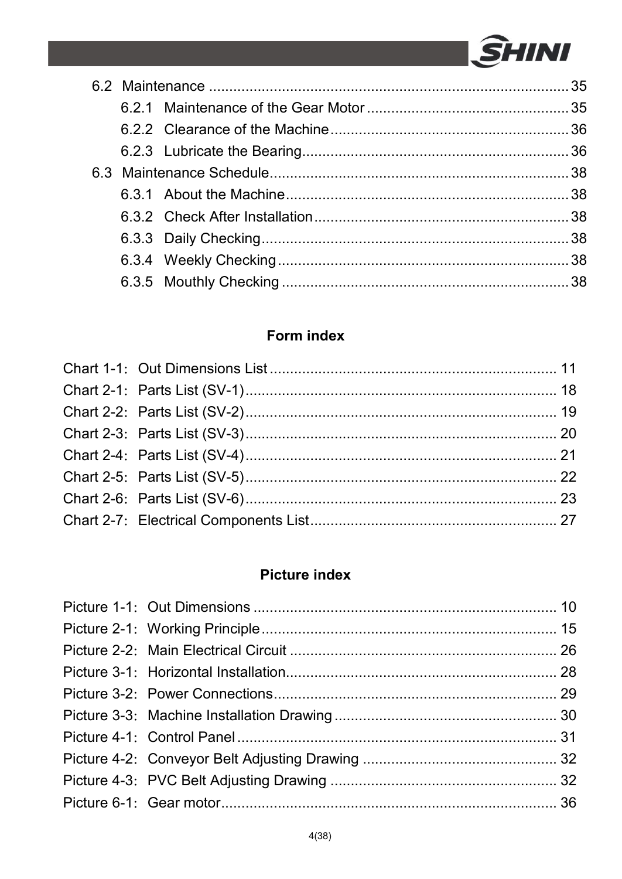6.2 Maintenance ........................................................................................ 35

6.2.1 Maintenance of the Gear Motor ................................................ 35

6.2.2 Clearance of the Machine .......................................................... 36

6.2.3 Lubricate the Bearing ................................................................ 36

6.3 Maintenance Schedule ........................................................................ 38

6.3.1 About the Machine ..................................................................... 38

6.3.2 Check After Installation .............................................................. 38

6.3.3 Daily Checking ........................................................................... 38

6.3.4 Weekly Checking ....................................................................... 38

6.3.5 Mouthly Checking ...................................................................... 38

**Form index**

Chart 1-1: Out Dimensions List ..................................................................... 11

Chart 2-1: Parts List (SV-1) ............................................................................ 18

Chart 2-2: Parts List (SV-2) ............................................................................ 19

Chart 2-3: Parts List (SV-3) ............................................................................ 20

Chart 2-4: Parts List (SV-4) ............................................................................ 21

Chart 2-5: Parts List (SV-5) ............................................................................ 22

Chart 2-6: Parts List (SV-6) ............................................................................ 23

Chart 2-7: Electrical Components List ............................................................ 27

**Picture index**

Picture 1-1: Out Dimensions .......................................................................... 10

Picture 2-1: Working Principle ........................................................................ 15

Picture 2-2: Main Electrical Circuit ................................................................. 26

Picture 3-1: Horizontal Installation ................................................................... 28

Picture 3-2: Power Connections ...................................................................... 29

Picture 3-3: Machine Installation Drawing ....................................................... 30

Picture 4-1: Control Panel .............................................................................. 31

Picture 4-2: Conveyor Belt Adjusting Drawing ................................................ 32

Picture 4-3: PVC Belt Adjusting Drawing ........................................................ 32

Picture 6-1: Gear motor .................................................................................. 36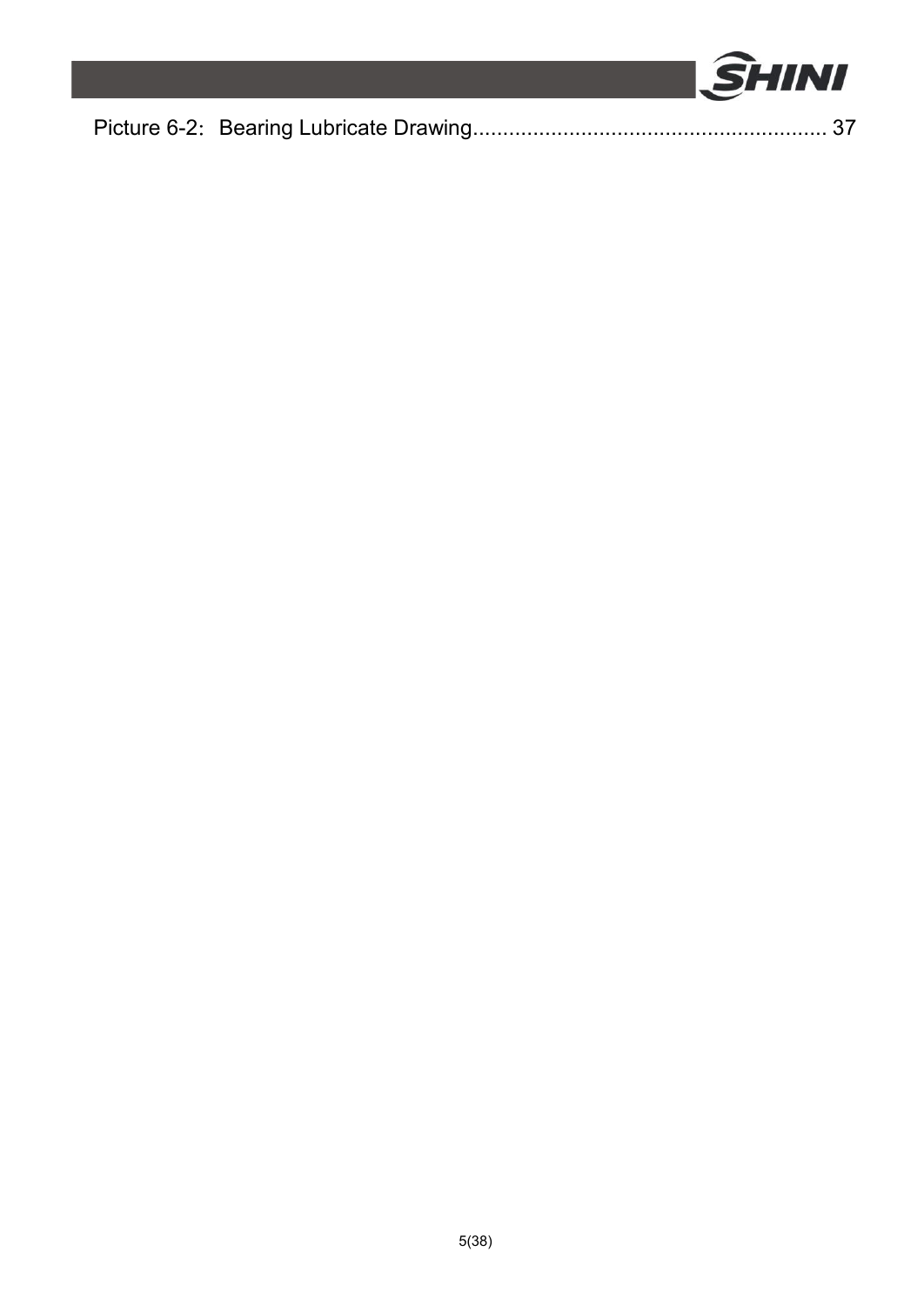Picture 6-2：Bearing Lubricate Drawing........................................................... 37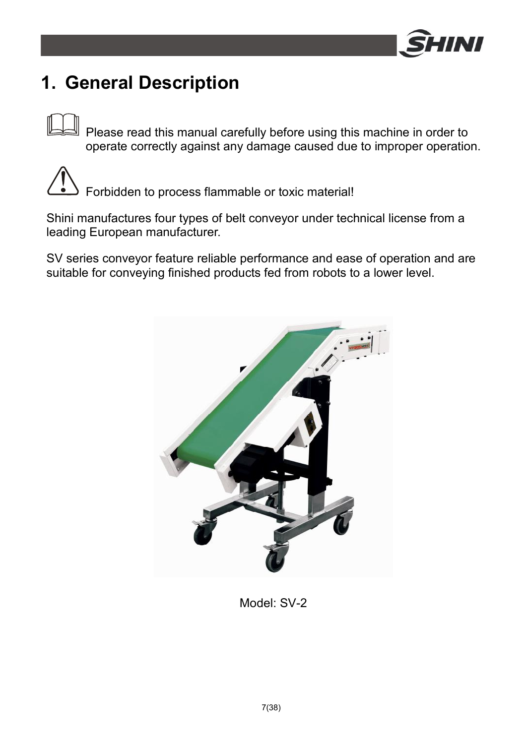# 1. General Description

Please read this manual carefully before using this machine in order to operate correctly against any damage caused due to improper operation.

Forbidden to process flammable or toxic material!

Shini manufactures four types of belt conveyor under technical license from a leading European manufacturer.

SV series conveyor feature reliable performance and ease of operation and are suitable for conveying finished products fed from robots to a lower level.

Model: SV-2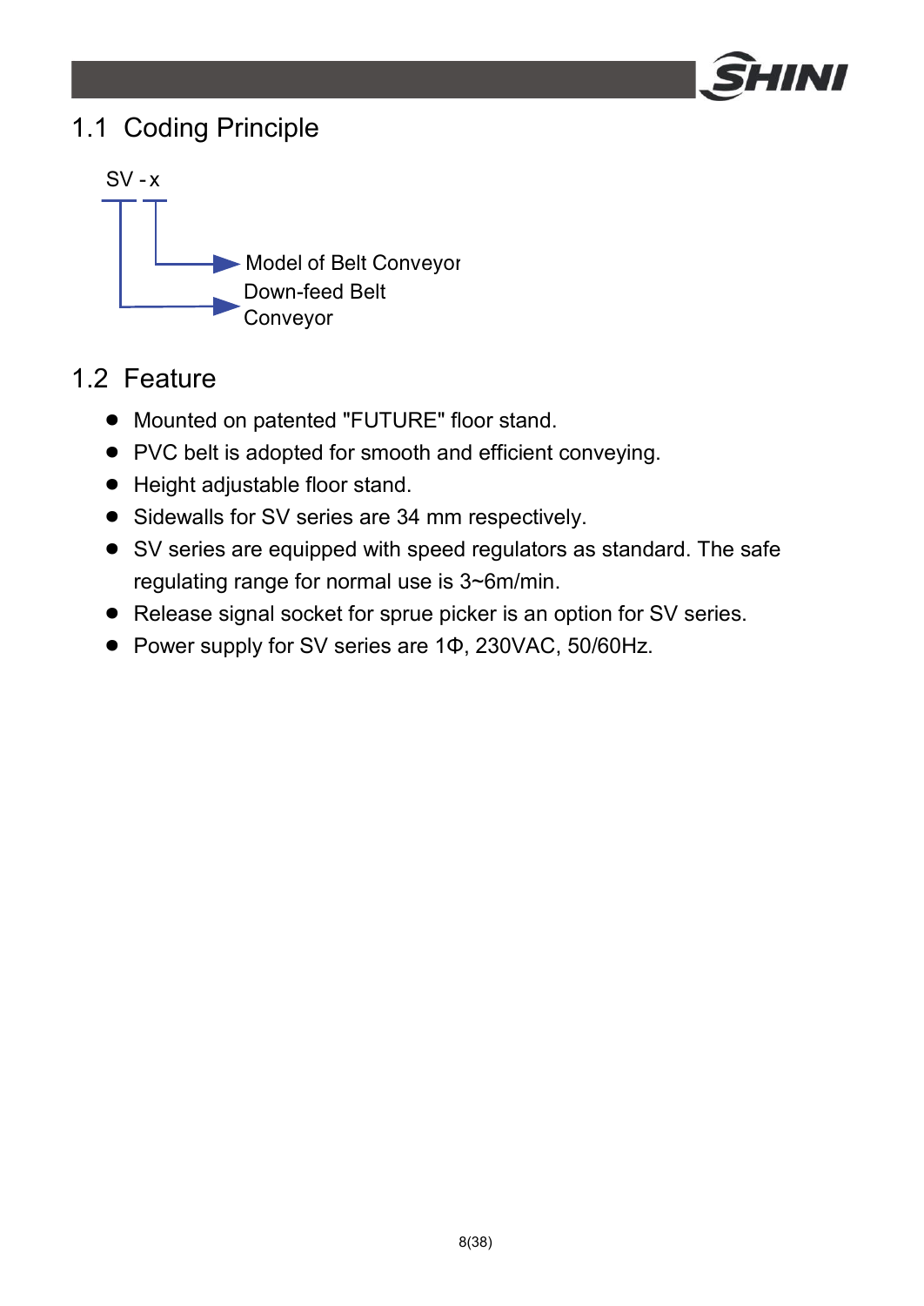## 1.1 Coding Principle

SV - x

- x → Model of Belt Conveyor
- SV → Down-feed Belt Conveyor

## 1.2 Feature

- Mounted on patented "FUTURE" floor stand.
- PVC belt is adopted for smooth and efficient conveying.
- Height adjustable floor stand.
- Sidewalls for SV series are 34 mm respectively.
- SV series are equipped with speed regulators as standard. The safe regulating range for normal use is 3~6m/min.
- Release signal socket for sprue picker is an option for SV series.
- Power supply for SV series are 1Φ, 230VAC, 50/60Hz.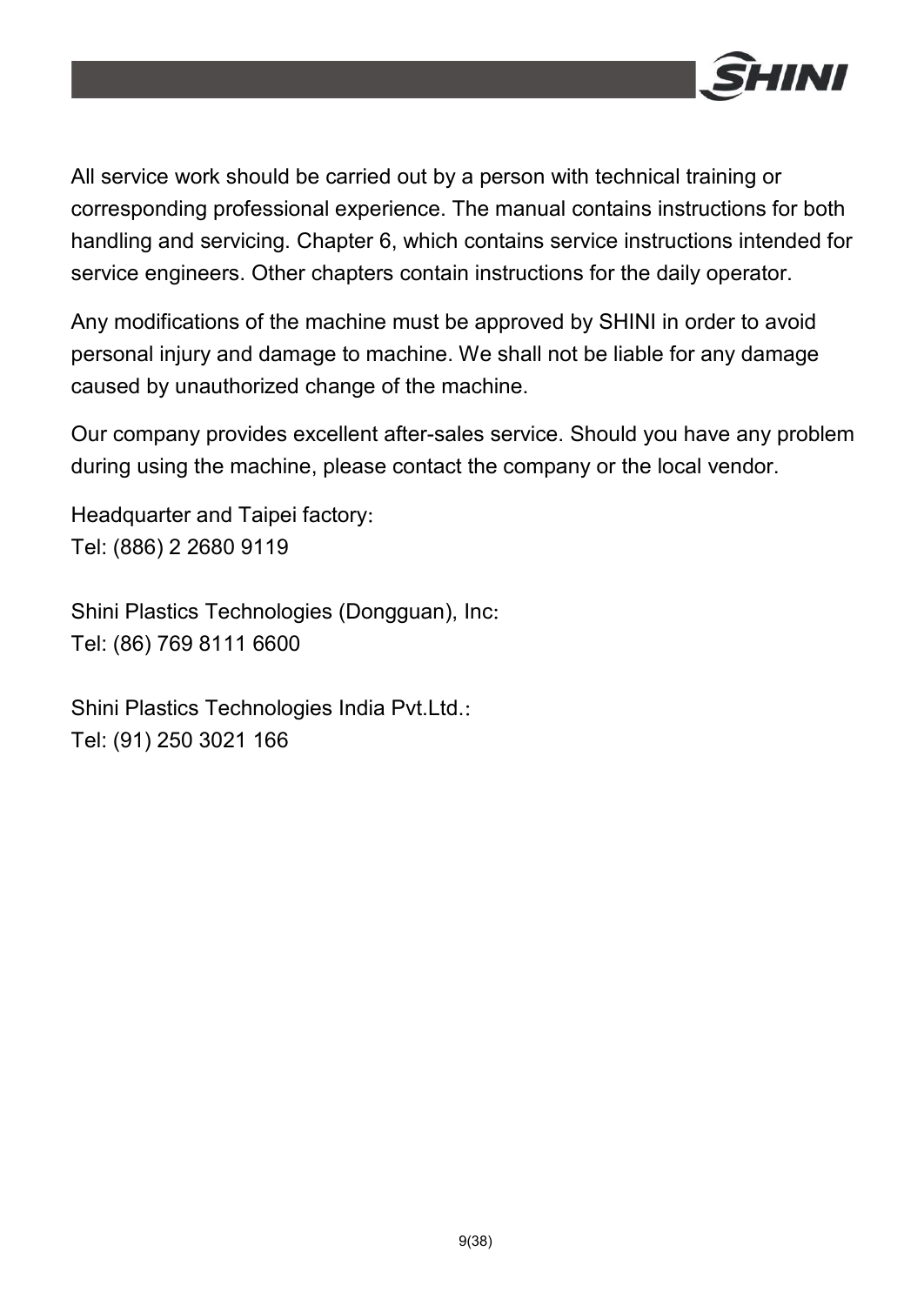All service work should be carried out by a person with technical training or corresponding professional experience. The manual contains instructions for both handling and servicing. Chapter 6, which contains service instructions intended for service engineers. Other chapters contain instructions for the daily operator.

Any modifications of the machine must be approved by SHINI in order to avoid personal injury and damage to machine. We shall not be liable for any damage caused by unauthorized change of the machine.

Our company provides excellent after-sales service. Should you have any problem during using the machine, please contact the company or the local vendor.

Headquarter and Taipei factory:
Tel: (886) 2 2680 9119

Shini Plastics Technologies (Dongguan), Inc:
Tel: (86) 769 8111 6600

Shini Plastics Technologies India Pvt.Ltd.:
Tel: (91) 250 3021 166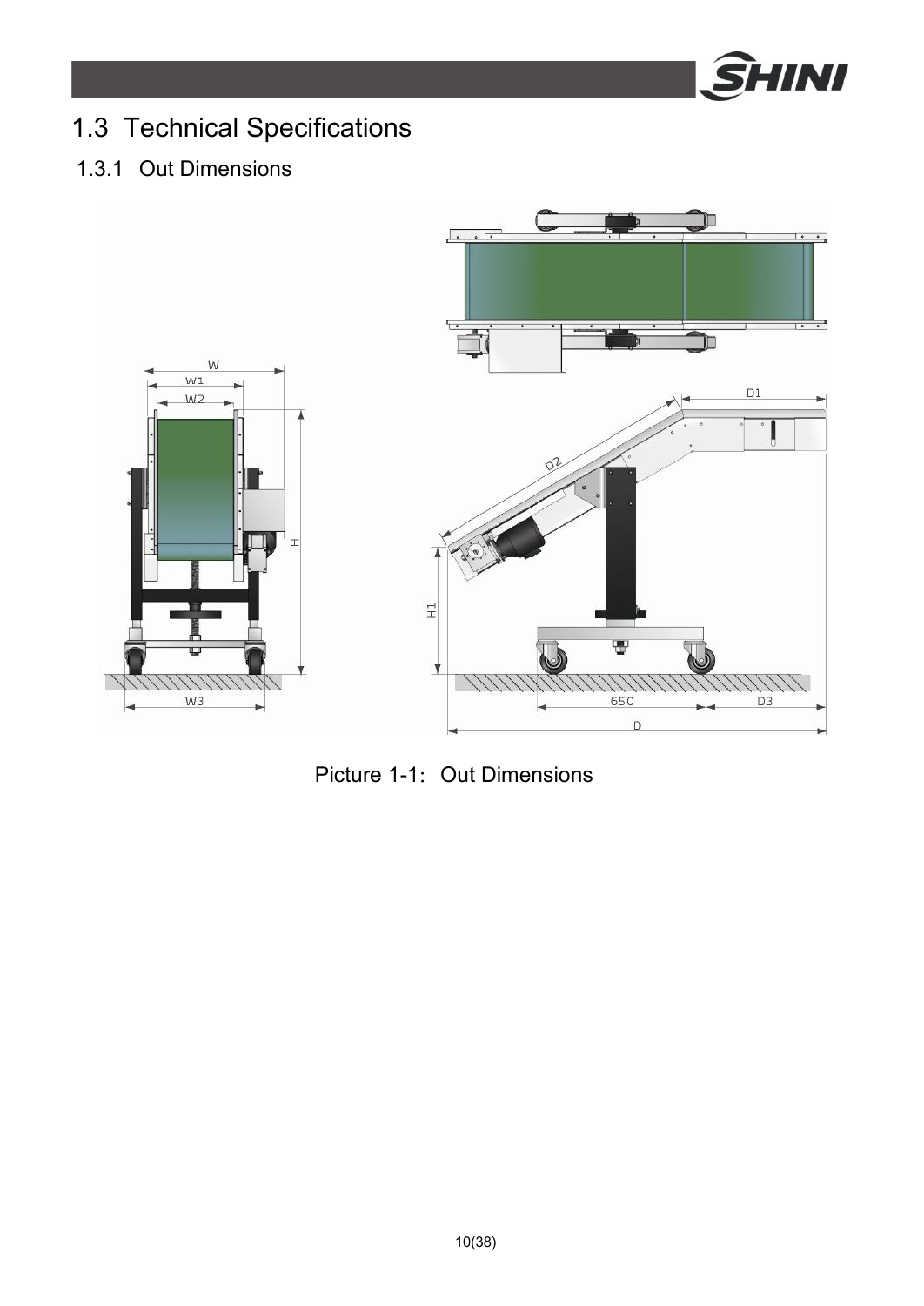## 1.3 Technical Specifications

### 1.3.1 Out Dimensions

Picture 1-1: Out Dimensions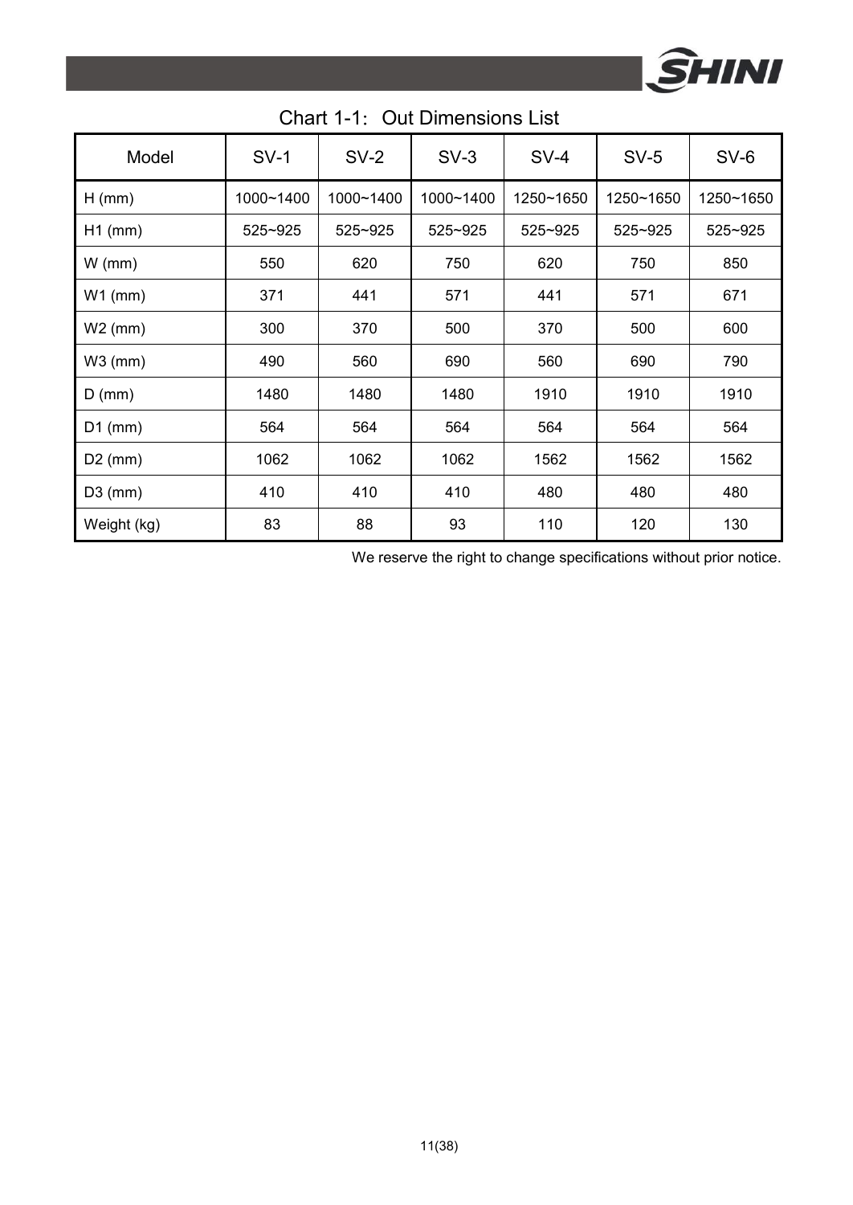Chart 1-1：Out Dimensions List

| Model | SV-1 | SV-2 | SV-3 | SV-4 | SV-5 | SV-6 |
|---|---|---|---|---|---|---|
| H (mm) | 1000~1400 | 1000~1400 | 1000~1400 | 1250~1650 | 1250~1650 | 1250~1650 |
| H1 (mm) | 525~925 | 525~925 | 525~925 | 525~925 | 525~925 | 525~925 |
| W (mm) | 550 | 620 | 750 | 620 | 750 | 850 |
| W1 (mm) | 371 | 441 | 571 | 441 | 571 | 671 |
| W2 (mm) | 300 | 370 | 500 | 370 | 500 | 600 |
| W3 (mm) | 490 | 560 | 690 | 560 | 690 | 790 |
| D (mm) | 1480 | 1480 | 1480 | 1910 | 1910 | 1910 |
| D1 (mm) | 564 | 564 | 564 | 564 | 564 | 564 |
| D2 (mm) | 1062 | 1062 | 1062 | 1562 | 1562 | 1562 |
| D3 (mm) | 410 | 410 | 410 | 480 | 480 | 480 |
| Weight (kg) | 83 | 88 | 93 | 110 | 120 | 130 |

We reserve the right to change specifications without prior notice.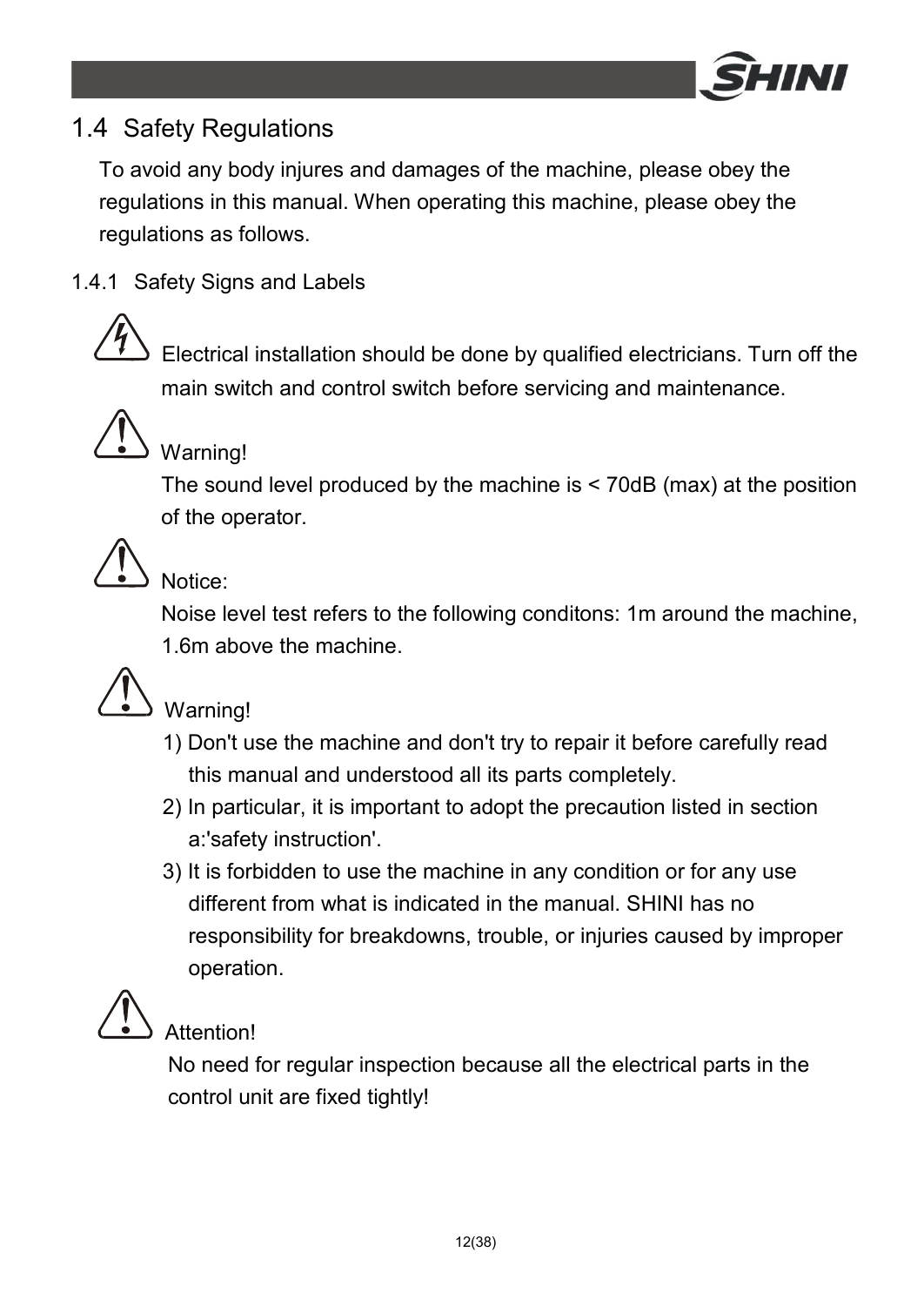## 1.4 Safety Regulations

To avoid any body injures and damages of the machine, please obey the regulations in this manual. When operating this machine, please obey the regulations as follows.

### 1.4.1 Safety Signs and Labels

Electrical installation should be done by qualified electricians. Turn off the main switch and control switch before servicing and maintenance.

Warning!

The sound level produced by the machine is < 70dB (max) at the position of the operator.

Notice:

Noise level test refers to the following conditons: 1m around the machine, 1.6m above the machine.

Warning!

1) Don't use the machine and don't try to repair it before carefully read this manual and understood all its parts completely.
2) In particular, it is important to adopt the precaution listed in section a:'safety instruction'.
3) It is forbidden to use the machine in any condition or for any use different from what is indicated in the manual. SHINI has no responsibility for breakdowns, trouble, or injuries caused by improper operation.

Attention!

No need for regular inspection because all the electrical parts in the control unit are fixed tightly!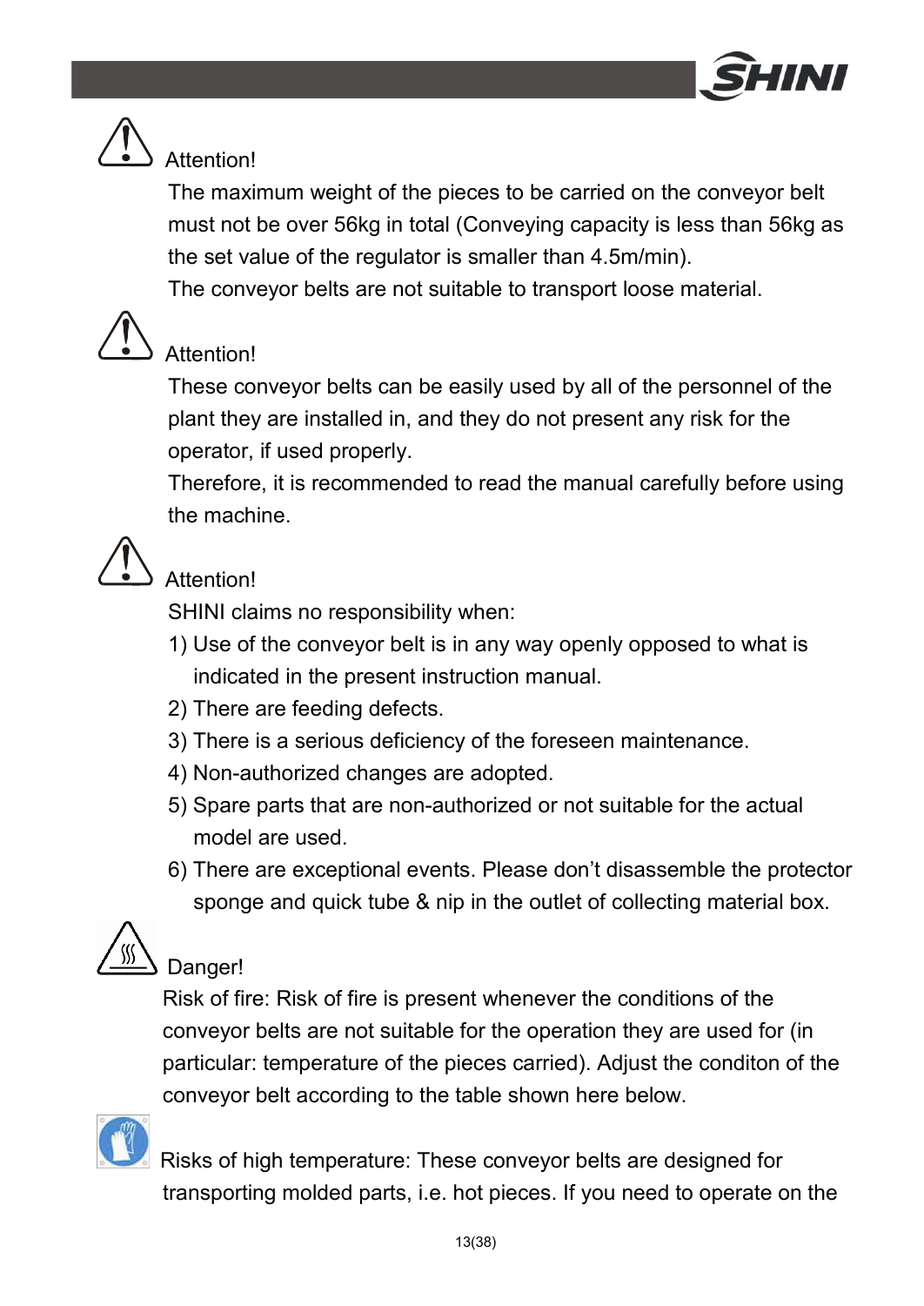Attention!

The maximum weight of the pieces to be carried on the conveyor belt must not be over 56kg in total (Conveying capacity is less than 56kg as the set value of the regulator is smaller than 4.5m/min).

The conveyor belts are not suitable to transport loose material.

Attention!

These conveyor belts can be easily used by all of the personnel of the plant they are installed in, and they do not present any risk for the operator, if used properly.

Therefore, it is recommended to read the manual carefully before using the machine.

Attention!

SHINI claims no responsibility when:

1) Use of the conveyor belt is in any way openly opposed to what is indicated in the present instruction manual.
2) There are feeding defects.
3) There is a serious deficiency of the foreseen maintenance.
4) Non-authorized changes are adopted.
5) Spare parts that are non-authorized or not suitable for the actual model are used.
6) There are exceptional events. Please don't disassemble the protector sponge and quick tube & nip in the outlet of collecting material box.

Danger!

Risk of fire: Risk of fire is present whenever the conditions of the conveyor belts are not suitable for the operation they are used for (in particular: temperature of the pieces carried). Adjust the conditon of the conveyor belt according to the table shown here below.

Risks of high temperature: These conveyor belts are designed for transporting molded parts, i.e. hot pieces. If you need to operate on the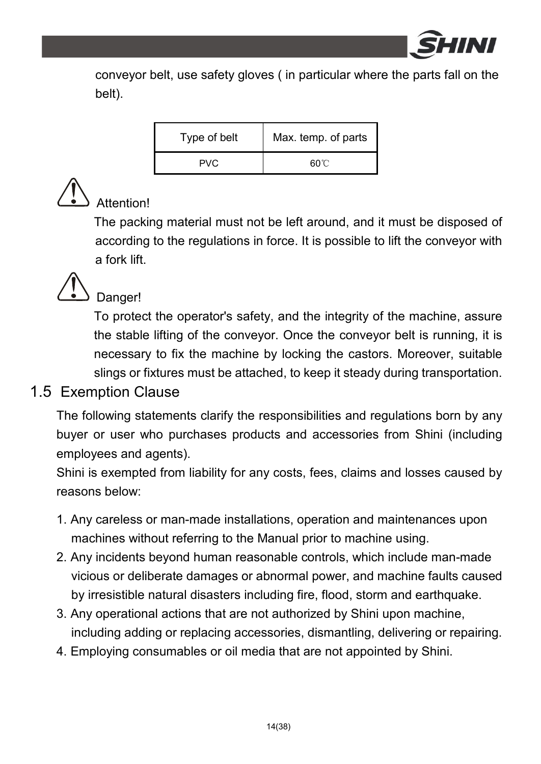conveyor belt, use safety gloves ( in particular where the parts fall on the belt).

| Type of belt | Max. temp. of parts |
| --- | --- |
| PVC | 60℃ |

Attention!

The packing material must not be left around, and it must be disposed of according to the regulations in force. It is possible to lift the conveyor with a fork lift.

Danger!

To protect the operator's safety, and the integrity of the machine, assure the stable lifting of the conveyor. Once the conveyor belt is running, it is necessary to fix the machine by locking the castors. Moreover, suitable slings or fixtures must be attached, to keep it steady during transportation.

## 1.5 Exemption Clause

The following statements clarify the responsibilities and regulations born by any buyer or user who purchases products and accessories from Shini (including employees and agents).

Shini is exempted from liability for any costs, fees, claims and losses caused by reasons below:

1. Any careless or man-made installations, operation and maintenances upon machines without referring to the Manual prior to machine using.
2. Any incidents beyond human reasonable controls, which include man-made vicious or deliberate damages or abnormal power, and machine faults caused by irresistible natural disasters including fire, flood, storm and earthquake.
3. Any operational actions that are not authorized by Shini upon machine, including adding or replacing accessories, dismantling, delivering or repairing.
4. Employing consumables or oil media that are not appointed by Shini.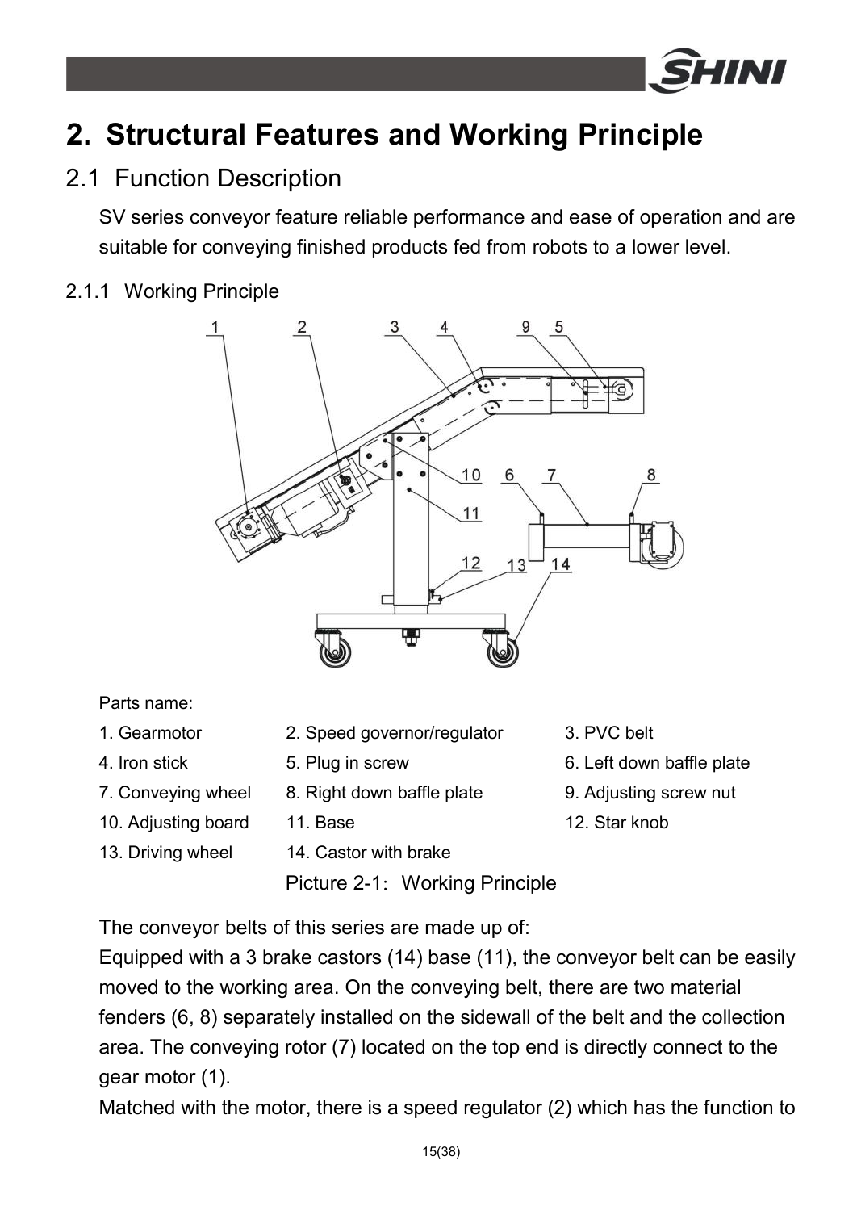# 2. Structural Features and Working Principle

## 2.1 Function Description

SV series conveyor feature reliable performance and ease of operation and are suitable for conveying finished products fed from robots to a lower level.

### 2.1.1 Working Principle

Parts name:

| | | |
|---|---|---|
| 1. Gearmotor | 2. Speed governor/regulator | 3. PVC belt |
| 4. Iron stick | 5. Plug in screw | 6. Left down baffle plate |
| 7. Conveying wheel | 8. Right down baffle plate | 9. Adjusting screw nut |
| 10. Adjusting board | 11. Base | 12. Star knob |
| 13. Driving wheel | 14. Castor with brake | |

Picture 2-1: Working Principle

The conveyor belts of this series are made up of:

Equipped with a 3 brake castors (14) base (11), the conveyor belt can be easily moved to the working area. On the conveying belt, there are two material fenders (6, 8) separately installed on the sidewall of the belt and the collection area. The conveying rotor (7) located on the top end is directly connect to the gear motor (1).

Matched with the motor, there is a speed regulator (2) which has the function to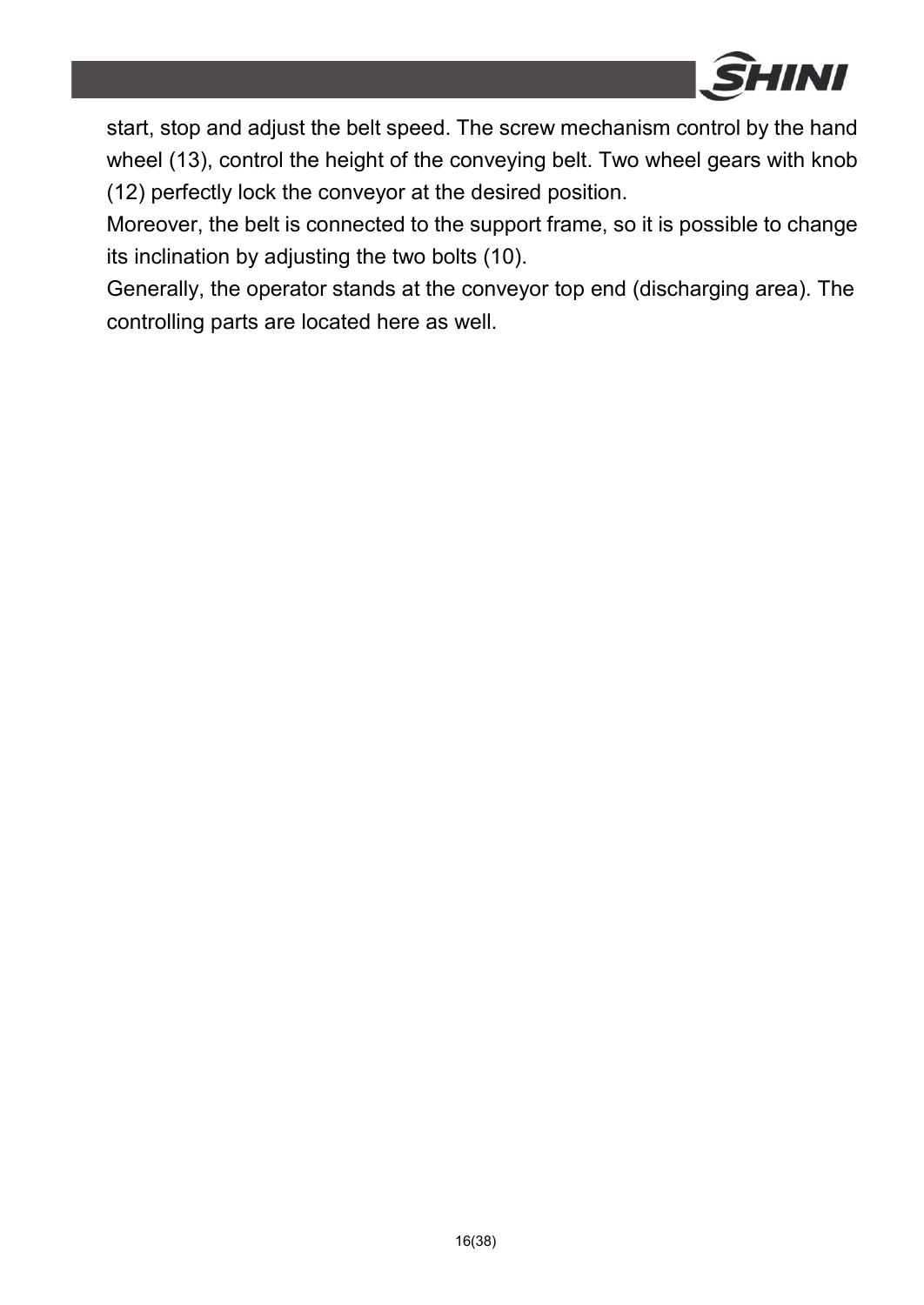start, stop and adjust the belt speed. The screw mechanism control by the hand wheel (13), control the height of the conveying belt. Two wheel gears with knob (12) perfectly lock the conveyor at the desired position.

Moreover, the belt is connected to the support frame, so it is possible to change its inclination by adjusting the two bolts (10).

Generally, the operator stands at the conveyor top end (discharging area). The controlling parts are located here as well.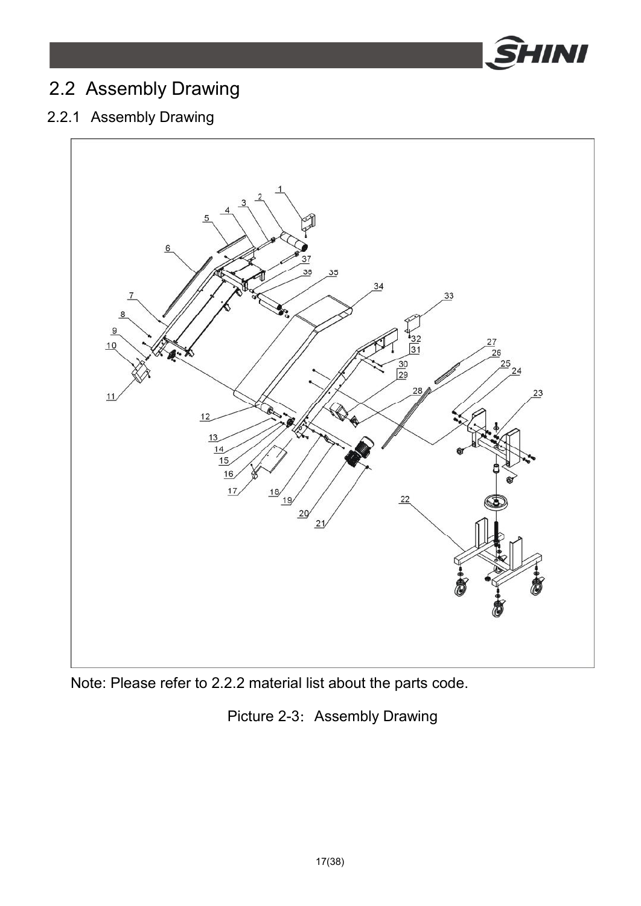## 2.2 Assembly Drawing

### 2.2.1 Assembly Drawing

Note: Please refer to 2.2.2 material list about the parts code.

Picture 2-3: Assembly Drawing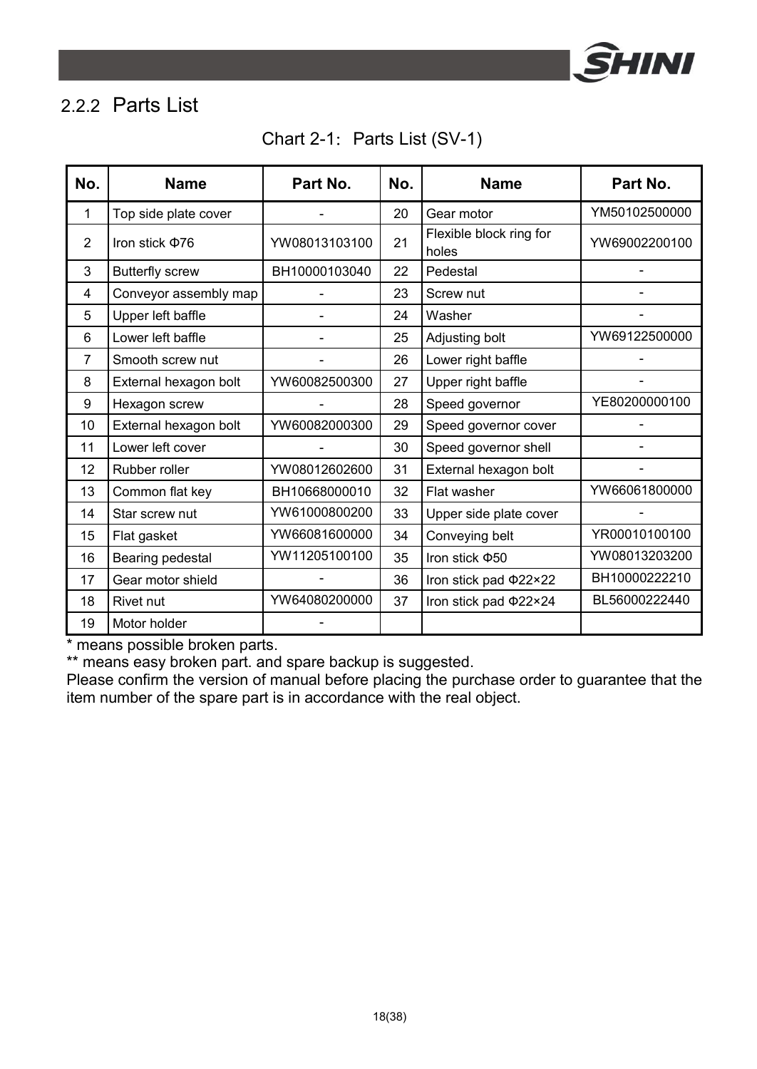### 2.2.2 Parts List

Chart 2-1: Parts List (SV-1)

| No. | Name | Part No. | No. | Name | Part No. |
|---|---|---|---|---|---|
| 1 | Top side plate cover | - | 20 | Gear motor | YM50102500000 |
| 2 | Iron stick Φ76 | YW08013103100 | 21 | Flexible block ring for holes | YW69002200100 |
| 3 | Butterfly screw | BH10000103040 | 22 | Pedestal | - |
| 4 | Conveyor assembly map | - | 23 | Screw nut | - |
| 5 | Upper left baffle | - | 24 | Washer | - |
| 6 | Lower left baffle | - | 25 | Adjusting bolt | YW69122500000 |
| 7 | Smooth screw nut | - | 26 | Lower right baffle | - |
| 8 | External hexagon bolt | YW60082500300 | 27 | Upper right baffle | - |
| 9 | Hexagon screw | - | 28 | Speed governor | YE80200000100 |
| 10 | External hexagon bolt | YW60082000300 | 29 | Speed governor cover | - |
| 11 | Lower left cover | - | 30 | Speed governor shell | - |
| 12 | Rubber roller | YW08012602600 | 31 | External hexagon bolt | - |
| 13 | Common flat key | BH10668000010 | 32 | Flat washer | YW66061800000 |
| 14 | Star screw nut | YW61000800200 | 33 | Upper side plate cover | - |
| 15 | Flat gasket | YW66081600000 | 34 | Conveying belt | YR00010100100 |
| 16 | Bearing pedestal | YW11205100100 | 35 | Iron stick Φ50 | YW08013203200 |
| 17 | Gear motor shield | - | 36 | Iron stick pad Φ22×22 | BH10000222210 |
| 18 | Rivet nut | YW64080200000 | 37 | Iron stick pad Φ22×24 | BL56000222440 |
| 19 | Motor holder | - | | | |

* means possible broken parts.

** means easy broken part. and spare backup is suggested.

Please confirm the version of manual before placing the purchase order to guarantee that the item number of the spare part is in accordance with the real object.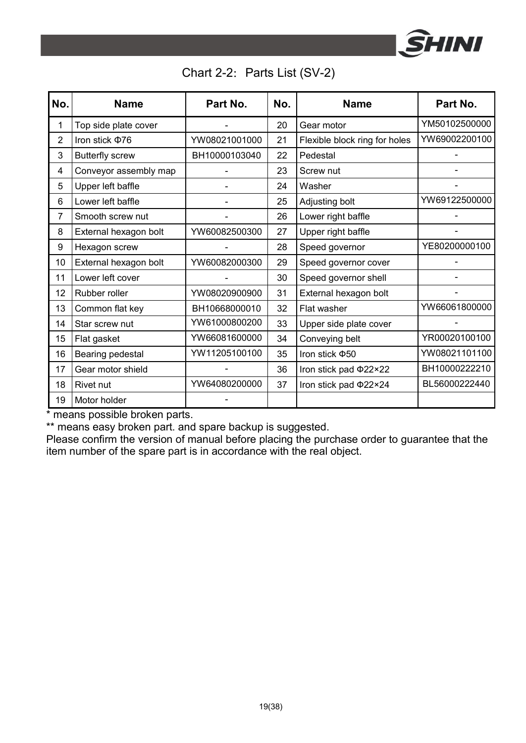Chart 2-2: Parts List (SV-2)

| No. | Name | Part No. | No. | Name | Part No. |
|---|---|---|---|---|---|
| 1 | Top side plate cover | - | 20 | Gear motor | YM50102500000 |
| 2 | Iron stick Φ76 | YW08021001000 | 21 | Flexible block ring for holes | YW69002200100 |
| 3 | Butterfly screw | BH10000103040 | 22 | Pedestal | - |
| 4 | Conveyor assembly map | - | 23 | Screw nut | - |
| 5 | Upper left baffle | - | 24 | Washer | - |
| 6 | Lower left baffle | - | 25 | Adjusting bolt | YW69122500000 |
| 7 | Smooth screw nut | - | 26 | Lower right baffle | - |
| 8 | External hexagon bolt | YW60082500300 | 27 | Upper right baffle | - |
| 9 | Hexagon screw | - | 28 | Speed governor | YE80200000100 |
| 10 | External hexagon bolt | YW60082000300 | 29 | Speed governor cover | - |
| 11 | Lower left cover | - | 30 | Speed governor shell | - |
| 12 | Rubber roller | YW08020900900 | 31 | External hexagon bolt | - |
| 13 | Common flat key | BH10668000010 | 32 | Flat washer | YW66061800000 |
| 14 | Star screw nut | YW61000800200 | 33 | Upper side plate cover | - |
| 15 | Flat gasket | YW66081600000 | 34 | Conveying belt | YR00020100100 |
| 16 | Bearing pedestal | YW11205100100 | 35 | Iron stick Φ50 | YW08021101100 |
| 17 | Gear motor shield | - | 36 | Iron stick pad Φ22×22 | BH10000222210 |
| 18 | Rivet nut | YW64080200000 | 37 | Iron stick pad Φ22×24 | BL56000222440 |
| 19 | Motor holder | - | | | |

* means possible broken parts.

** means easy broken part. and spare backup is suggested.

Please confirm the version of manual before placing the purchase order to guarantee that the item number of the spare part is in accordance with the real object.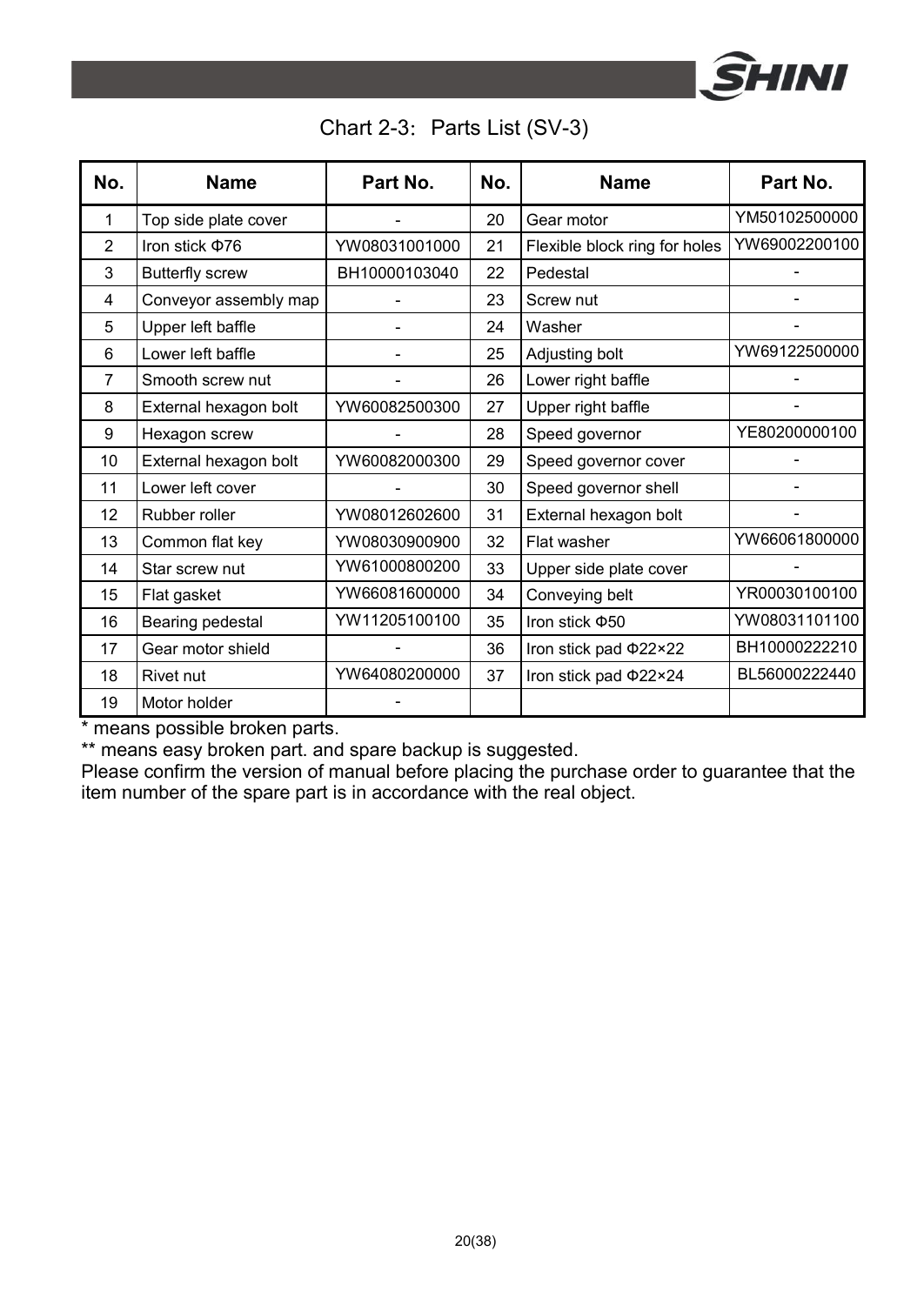Chart 2-3: Parts List (SV-3)

| No. | Name | Part No. | No. | Name | Part No. |
|---|---|---|---|---|---|
| 1 | Top side plate cover | - | 20 | Gear motor | YM50102500000 |
| 2 | Iron stick Φ76 | YW08031001000 | 21 | Flexible block ring for holes | YW69002200100 |
| 3 | Butterfly screw | BH10000103040 | 22 | Pedestal | - |
| 4 | Conveyor assembly map | - | 23 | Screw nut | - |
| 5 | Upper left baffle | - | 24 | Washer | - |
| 6 | Lower left baffle | - | 25 | Adjusting bolt | YW69122500000 |
| 7 | Smooth screw nut | - | 26 | Lower right baffle | - |
| 8 | External hexagon bolt | YW60082500300 | 27 | Upper right baffle | - |
| 9 | Hexagon screw | - | 28 | Speed governor | YE80200000100 |
| 10 | External hexagon bolt | YW60082000300 | 29 | Speed governor cover | - |
| 11 | Lower left cover | - | 30 | Speed governor shell | - |
| 12 | Rubber roller | YW08012602600 | 31 | External hexagon bolt | - |
| 13 | Common flat key | YW08030900900 | 32 | Flat washer | YW66061800000 |
| 14 | Star screw nut | YW61000800200 | 33 | Upper side plate cover | - |
| 15 | Flat gasket | YW66081600000 | 34 | Conveying belt | YR00030100100 |
| 16 | Bearing pedestal | YW11205100100 | 35 | Iron stick Φ50 | YW08031101100 |
| 17 | Gear motor shield | - | 36 | Iron stick pad Φ22×22 | BH10000222210 |
| 18 | Rivet nut | YW64080200000 | 37 | Iron stick pad Φ22×24 | BL56000222440 |
| 19 | Motor holder | - | | | |

\* means possible broken parts.

** means easy broken part. and spare backup is suggested.

Please confirm the version of manual before placing the purchase order to guarantee that the item number of the spare part is in accordance with the real object.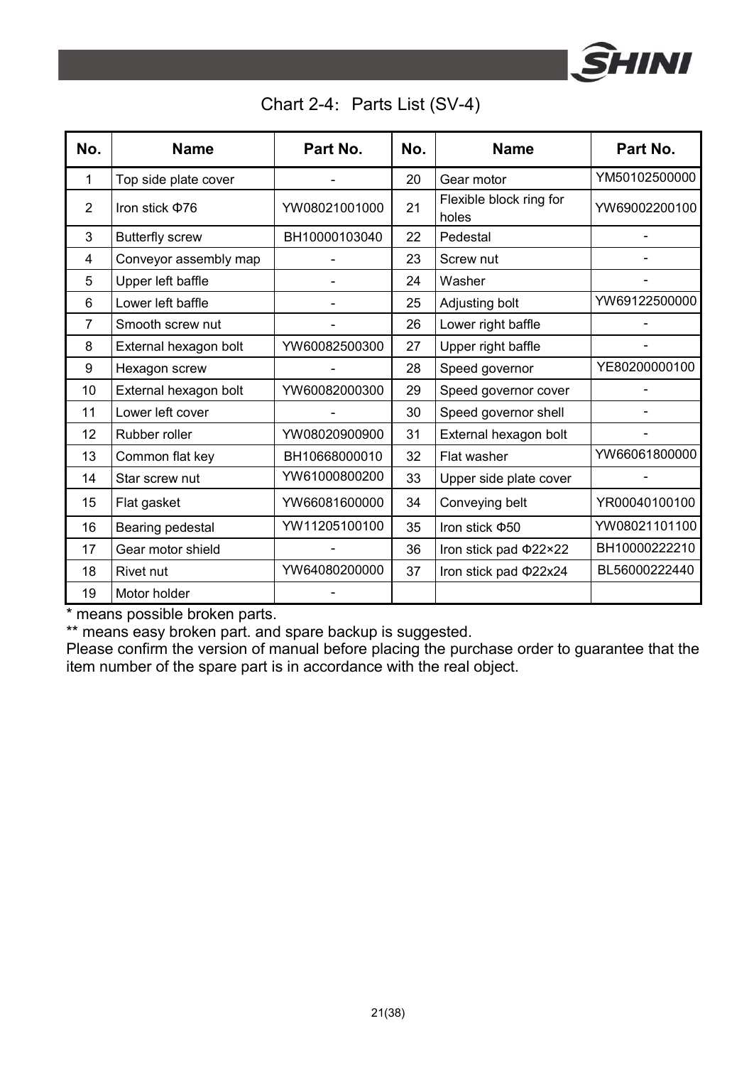Chart 2-4: Parts List (SV-4)

| No. | Name | Part No. | No. | Name | Part No. |
|---|---|---|---|---|---|
| 1 | Top side plate cover | - | 20 | Gear motor | YM50102500000 |
| 2 | Iron stick Φ76 | YW08021001000 | 21 | Flexible block ring for holes | YW69002200100 |
| 3 | Butterfly screw | BH10000103040 | 22 | Pedestal | - |
| 4 | Conveyor assembly map | - | 23 | Screw nut | - |
| 5 | Upper left baffle | - | 24 | Washer | - |
| 6 | Lower left baffle | - | 25 | Adjusting bolt | YW69122500000 |
| 7 | Smooth screw nut | - | 26 | Lower right baffle | - |
| 8 | External hexagon bolt | YW60082500300 | 27 | Upper right baffle | - |
| 9 | Hexagon screw | - | 28 | Speed governor | YE80200000100 |
| 10 | External hexagon bolt | YW60082000300 | 29 | Speed governor cover | - |
| 11 | Lower left cover | - | 30 | Speed governor shell | - |
| 12 | Rubber roller | YW08020900900 | 31 | External hexagon bolt | - |
| 13 | Common flat key | BH10668000010 | 32 | Flat washer | YW66061800000 |
| 14 | Star screw nut | YW61000800200 | 33 | Upper side plate cover | - |
| 15 | Flat gasket | YW66081600000 | 34 | Conveying belt | YR00040100100 |
| 16 | Bearing pedestal | YW11205100100 | 35 | Iron stick Φ50 | YW08021101100 |
| 17 | Gear motor shield | - | 36 | Iron stick pad Φ22×22 | BH10000222210 |
| 18 | Rivet nut | YW64080200000 | 37 | Iron stick pad Φ22x24 | BL56000222440 |
| 19 | Motor holder | - | | | |

* means possible broken parts.

** means easy broken part. and spare backup is suggested.

Please confirm the version of manual before placing the purchase order to guarantee that the item number of the spare part is in accordance with the real object.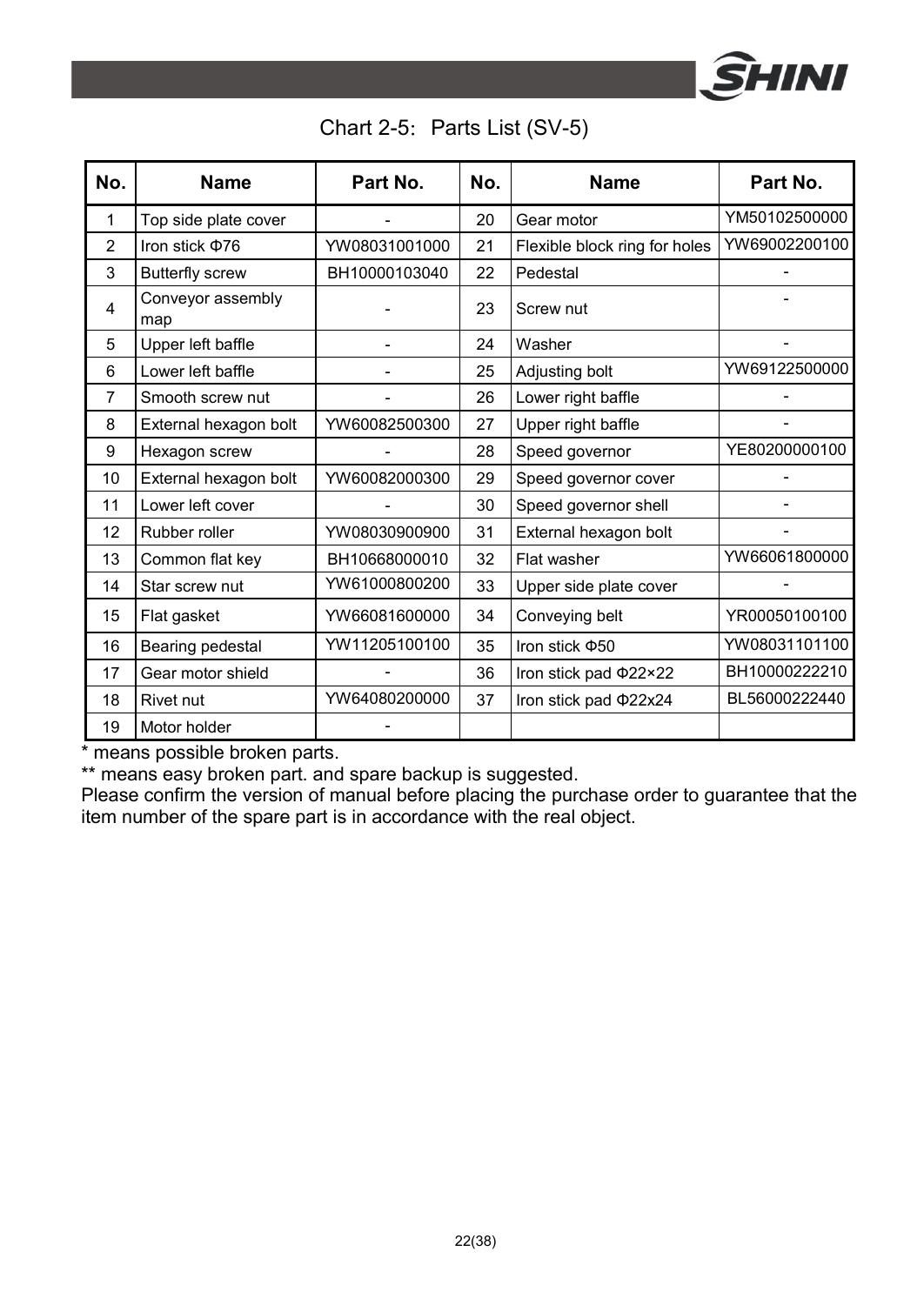Chart 2-5: Parts List (SV-5)

| No. | Name | Part No. | No. | Name | Part No. |
|---|---|---|---|---|---|
| 1 | Top side plate cover | - | 20 | Gear motor | YM50102500000 |
| 2 | Iron stick Φ76 | YW08031001000 | 21 | Flexible block ring for holes | YW69002200100 |
| 3 | Butterfly screw | BH10000103040 | 22 | Pedestal | - |
| 4 | Conveyor assembly map | - | 23 | Screw nut | - |
| 5 | Upper left baffle | - | 24 | Washer | - |
| 6 | Lower left baffle | - | 25 | Adjusting bolt | YW69122500000 |
| 7 | Smooth screw nut | - | 26 | Lower right baffle | - |
| 8 | External hexagon bolt | YW60082500300 | 27 | Upper right baffle | - |
| 9 | Hexagon screw | - | 28 | Speed governor | YE80200000100 |
| 10 | External hexagon bolt | YW60082000300 | 29 | Speed governor cover | - |
| 11 | Lower left cover | - | 30 | Speed governor shell | - |
| 12 | Rubber roller | YW08030900900 | 31 | External hexagon bolt | - |
| 13 | Common flat key | BH10668000010 | 32 | Flat washer | YW66061800000 |
| 14 | Star screw nut | YW61000800200 | 33 | Upper side plate cover | - |
| 15 | Flat gasket | YW66081600000 | 34 | Conveying belt | YR00050100100 |
| 16 | Bearing pedestal | YW11205100100 | 35 | Iron stick Φ50 | YW08031101100 |
| 17 | Gear motor shield | - | 36 | Iron stick pad Φ22×22 | BH10000222210 |
| 18 | Rivet nut | YW64080200000 | 37 | Iron stick pad Φ22x24 | BL56000222440 |
| 19 | Motor holder | - | | | |

* means possible broken parts.

** means easy broken part. and spare backup is suggested.

Please confirm the version of manual before placing the purchase order to guarantee that the item number of the spare part is in accordance with the real object.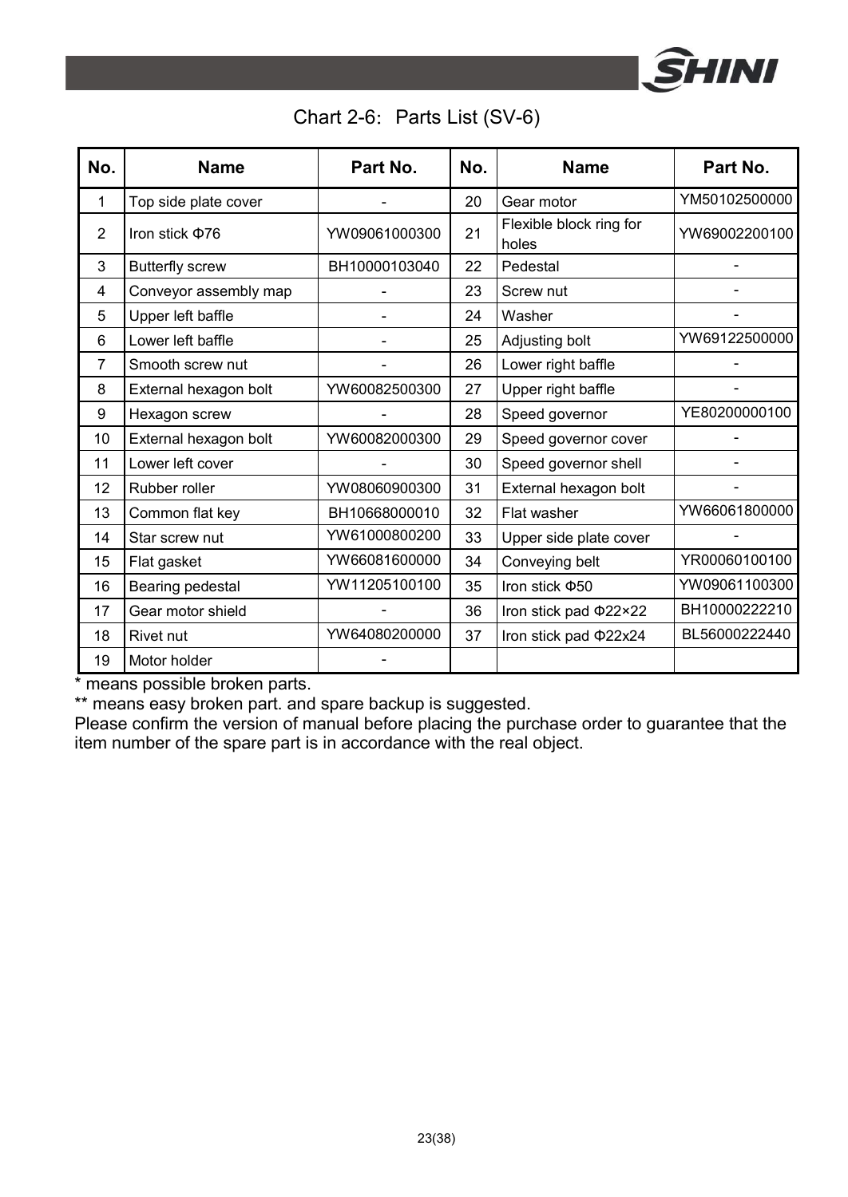Chart 2-6: Parts List (SV-6)

| No. | Name | Part No. | No. | Name | Part No. |
|---|---|---|---|---|---|
| 1 | Top side plate cover | - | 20 | Gear motor | YM50102500000 |
| 2 | Iron stick Φ76 | YW09061000300 | 21 | Flexible block ring for holes | YW69002200100 |
| 3 | Butterfly screw | BH10000103040 | 22 | Pedestal | - |
| 4 | Conveyor assembly map | - | 23 | Screw nut | - |
| 5 | Upper left baffle | - | 24 | Washer | - |
| 6 | Lower left baffle | - | 25 | Adjusting bolt | YW69122500000 |
| 7 | Smooth screw nut | - | 26 | Lower right baffle | - |
| 8 | External hexagon bolt | YW60082500300 | 27 | Upper right baffle | - |
| 9 | Hexagon screw | - | 28 | Speed governor | YE80200000100 |
| 10 | External hexagon bolt | YW60082000300 | 29 | Speed governor cover | - |
| 11 | Lower left cover | - | 30 | Speed governor shell | - |
| 12 | Rubber roller | YW08060900300 | 31 | External hexagon bolt | - |
| 13 | Common flat key | BH10668000010 | 32 | Flat washer | YW66061800000 |
| 14 | Star screw nut | YW61000800200 | 33 | Upper side plate cover | - |
| 15 | Flat gasket | YW66081600000 | 34 | Conveying belt | YR00060100100 |
| 16 | Bearing pedestal | YW11205100100 | 35 | Iron stick Φ50 | YW09061100300 |
| 17 | Gear motor shield | - | 36 | Iron stick pad Φ22×22 | BH10000222210 |
| 18 | Rivet nut | YW64080200000 | 37 | Iron stick pad Φ22x24 | BL56000222440 |
| 19 | Motor holder | - | | | |

* means possible broken parts.

** means easy broken part. and spare backup is suggested.

Please confirm the version of manual before placing the purchase order to guarantee that the item number of the spare part is in accordance with the real object.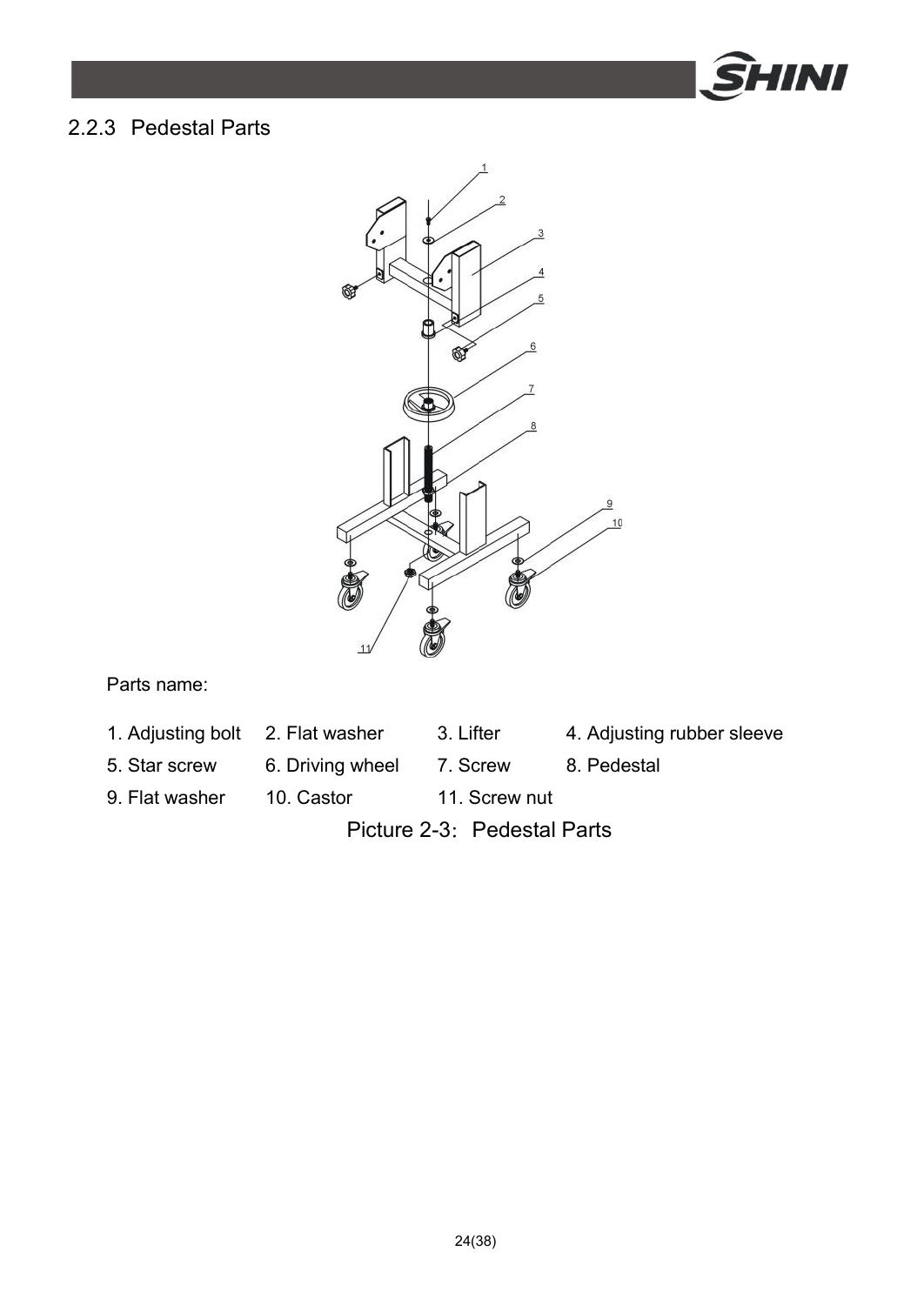### 2.2.3 Pedestal Parts

Parts name:

| | | | |
|---|---|---|---|
| 1. Adjusting bolt | 2. Flat washer | 3. Lifter | 4. Adjusting rubber sleeve |
| 5. Star screw | 6. Driving wheel | 7. Screw | 8. Pedestal |
| 9. Flat washer | 10. Castor | 11. Screw nut | |

Picture 2-3: Pedestal Parts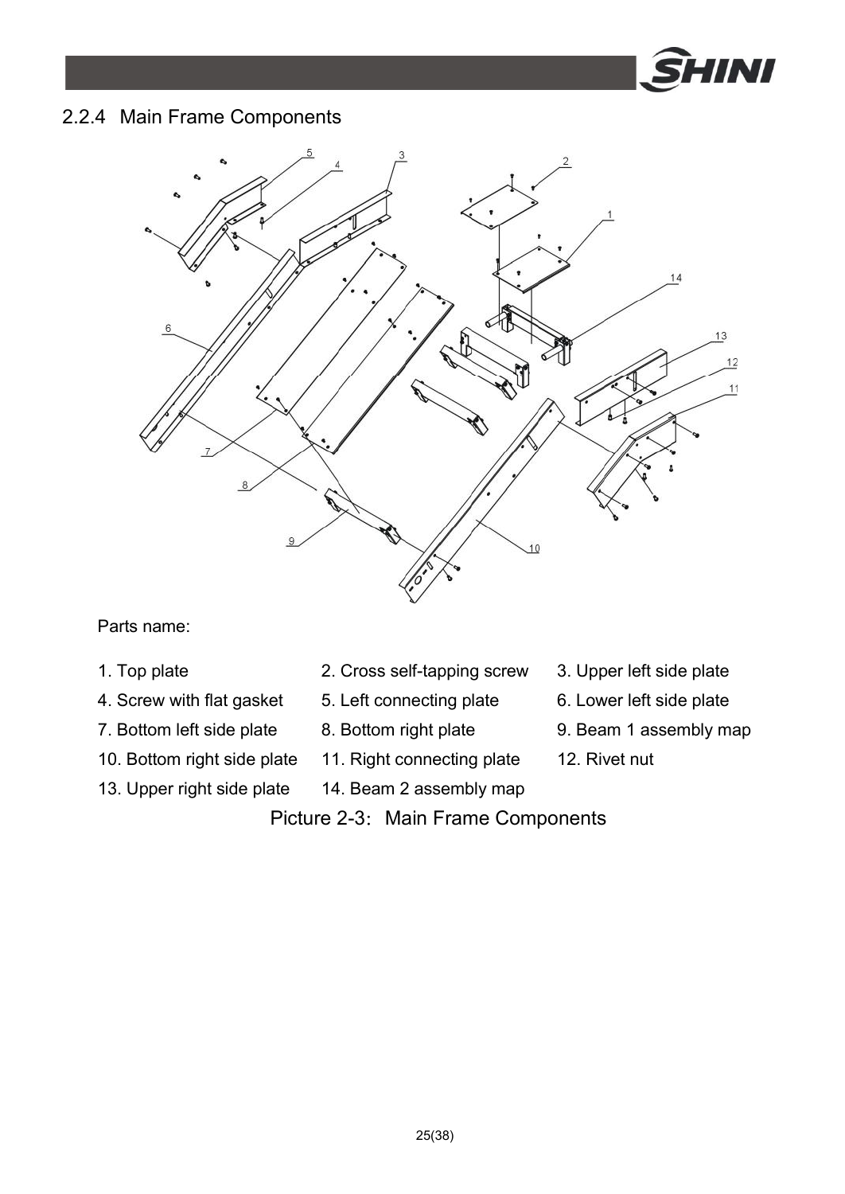### 2.2.4 Main Frame Components

Parts name:

1. Top plate
2. Cross self-tapping screw
3. Upper left side plate
4. Screw with flat gasket
5. Left connecting plate
6. Lower left side plate
7. Bottom left side plate
8. Bottom right plate
9. Beam 1 assembly map
10. Bottom right side plate
11. Right connecting plate
12. Rivet nut
13. Upper right side plate
14. Beam 2 assembly map

Picture 2-3: Main Frame Components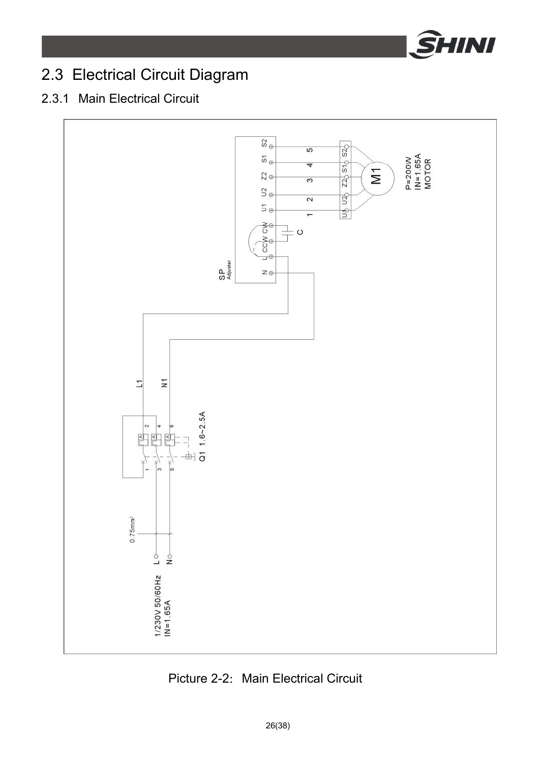## 2.3 Electrical Circuit Diagram

### 2.3.1 Main Electrical Circuit

Picture 2-2: Main Electrical Circuit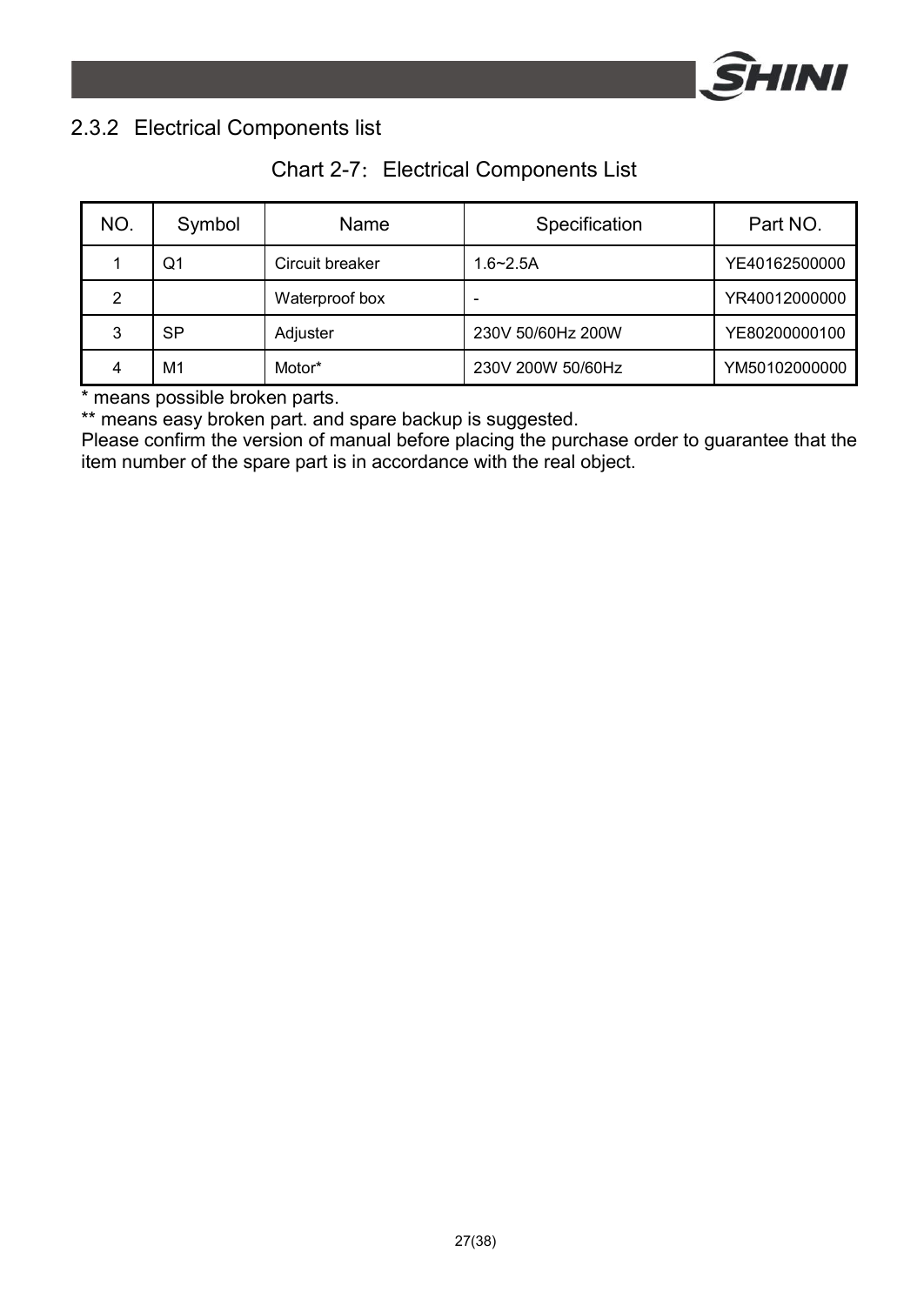### 2.3.2 Electrical Components list

Chart 2-7: Electrical Components List

| NO. | Symbol | Name | Specification | Part NO. |
|---|---|---|---|---|
| 1 | Q1 | Circuit breaker | 1.6~2.5A | YE40162500000 |
| 2 | | Waterproof box | - | YR40012000000 |
| 3 | SP | Adjuster | 230V 50/60Hz 200W | YE80200000100 |
| 4 | M1 | Motor* | 230V 200W 50/60Hz | YM50102000000 |

* means possible broken parts.

** means easy broken part. and spare backup is suggested.

Please confirm the version of manual before placing the purchase order to guarantee that the item number of the spare part is in accordance with the real object.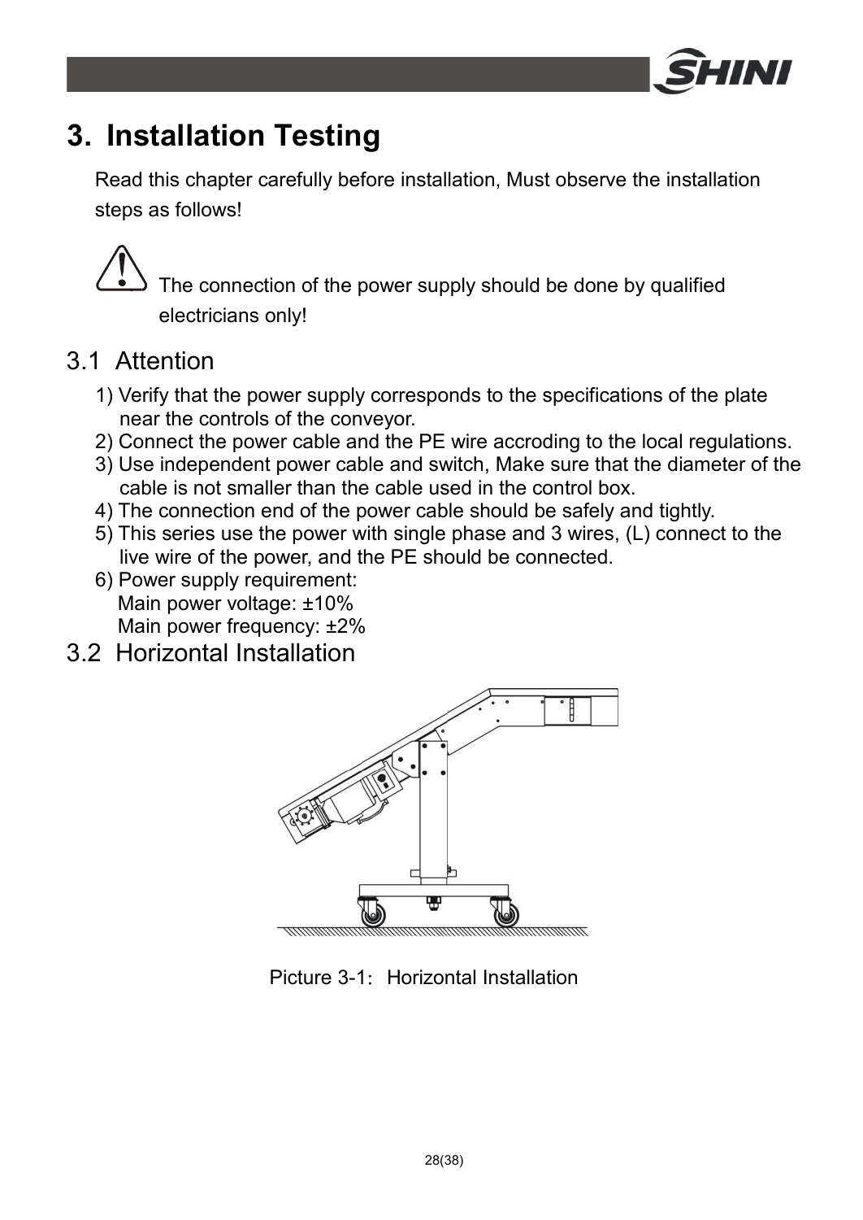# 3. Installation Testing

Read this chapter carefully before installation, Must observe the installation steps as follows!

⚠ The connection of the power supply should be done by qualified electricians only!

## 3.1 Attention

1) Verify that the power supply corresponds to the specifications of the plate near the controls of the conveyor.
2) Connect the power cable and the PE wire accroding to the local regulations.
3) Use independent power cable and switch, Make sure that the diameter of the cable is not smaller than the cable used in the control box.
4) The connection end of the power cable should be safely and tightly.
5) This series use the power with single phase and 3 wires, (L) connect to the live wire of the power, and the PE should be connected.
6) Power supply requirement:
   Main power voltage: ±10%
   Main power frequency: ±2%

## 3.2 Horizontal Installation

Picture 3-1：Horizontal Installation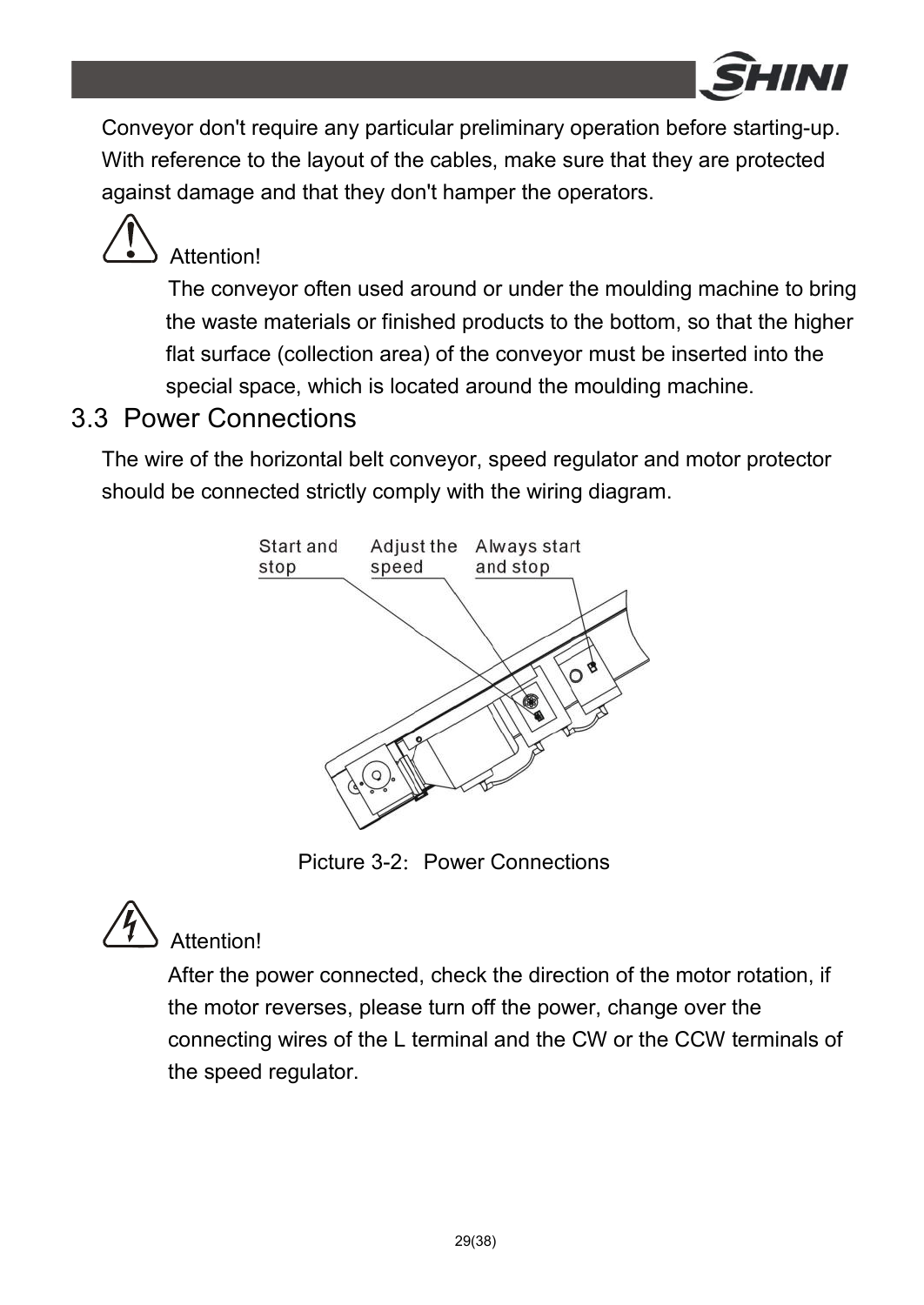Conveyor don't require any particular preliminary operation before starting-up. With reference to the layout of the cables, make sure that they are protected against damage and that they don't hamper the operators.

Attention!

The conveyor often used around or under the moulding machine to bring the waste materials or finished products to the bottom, so that the higher flat surface (collection area) of the conveyor must be inserted into the special space, which is located around the moulding machine.

## 3.3 Power Connections

The wire of the horizontal belt conveyor, speed regulator and motor protector should be connected strictly comply with the wiring diagram.

Start and stop

Adjust the speed

Always start and stop

Picture 3-2: Power Connections

Attention!

After the power connected, check the direction of the motor rotation, if the motor reverses, please turn off the power, change over the connecting wires of the L terminal and the CW or the CCW terminals of the speed regulator.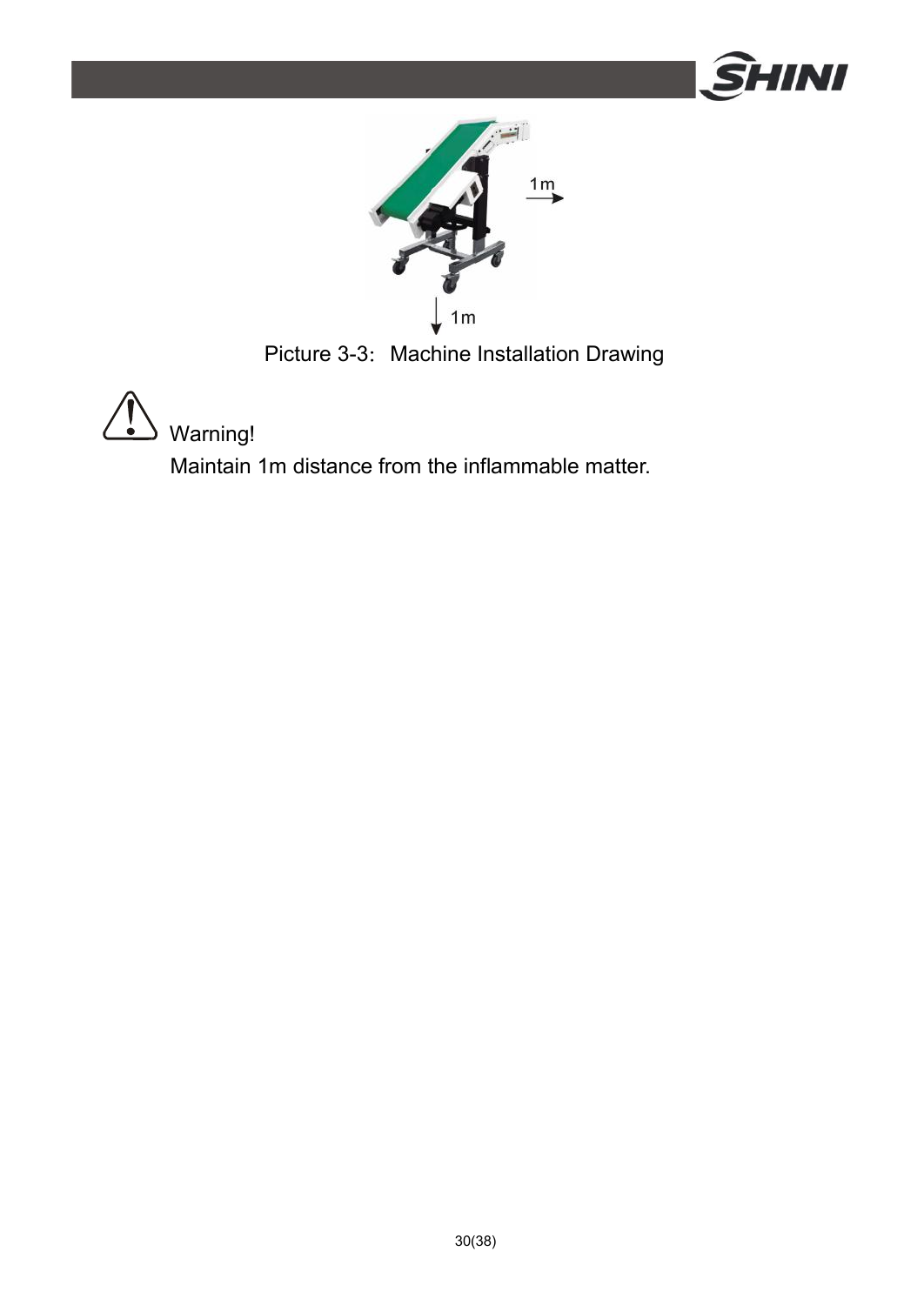Picture 3-3: Machine Installation Drawing

Warning!

Maintain 1m distance from the inflammable matter.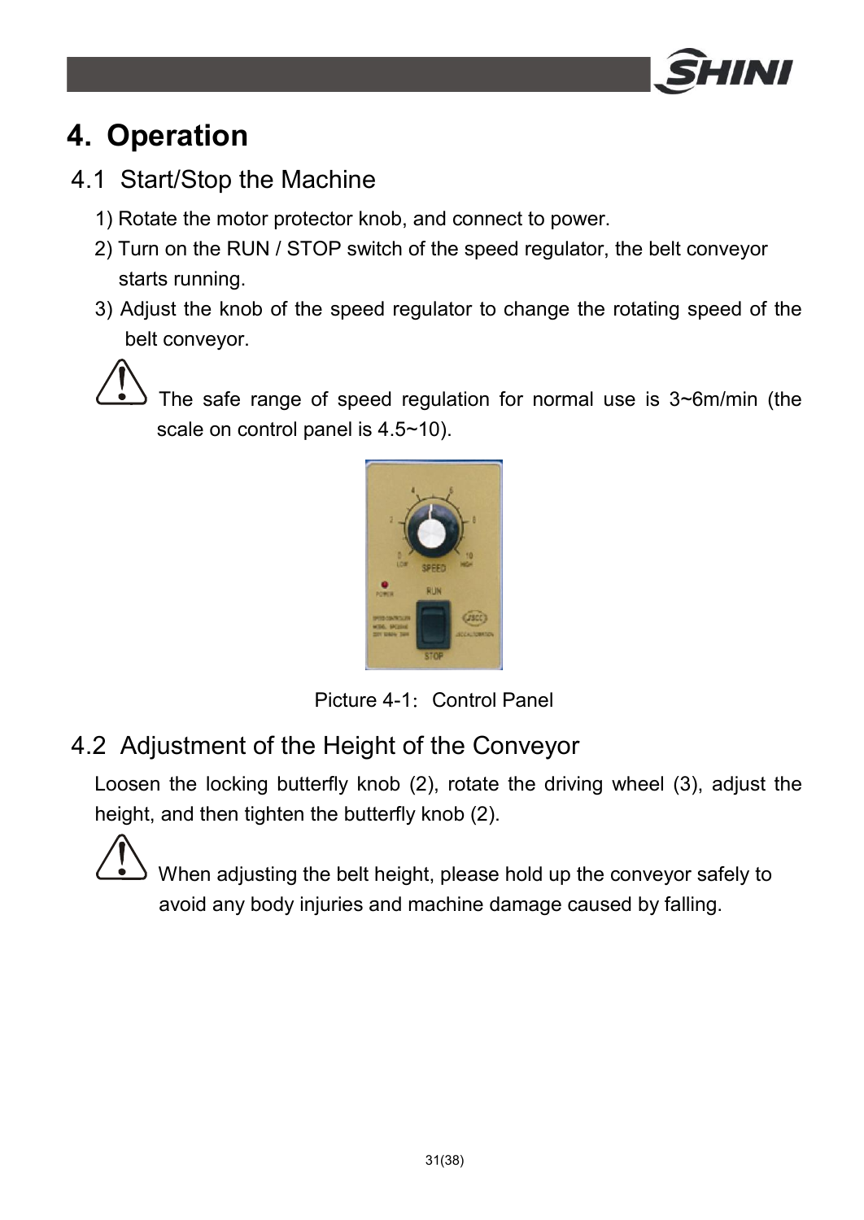# 4. Operation

## 4.1 Start/Stop the Machine

1) Rotate the motor protector knob, and connect to power.
2) Turn on the RUN / STOP switch of the speed regulator, the belt conveyor starts running.
3) Adjust the knob of the speed regulator to change the rotating speed of the belt conveyor.

The safe range of speed regulation for normal use is 3~6m/min (the scale on control panel is 4.5~10).

Picture 4-1: Control Panel

## 4.2 Adjustment of the Height of the Conveyor

Loosen the locking butterfly knob (2), rotate the driving wheel (3), adjust the height, and then tighten the butterfly knob (2).

When adjusting the belt height, please hold up the conveyor safely to avoid any body injuries and machine damage caused by falling.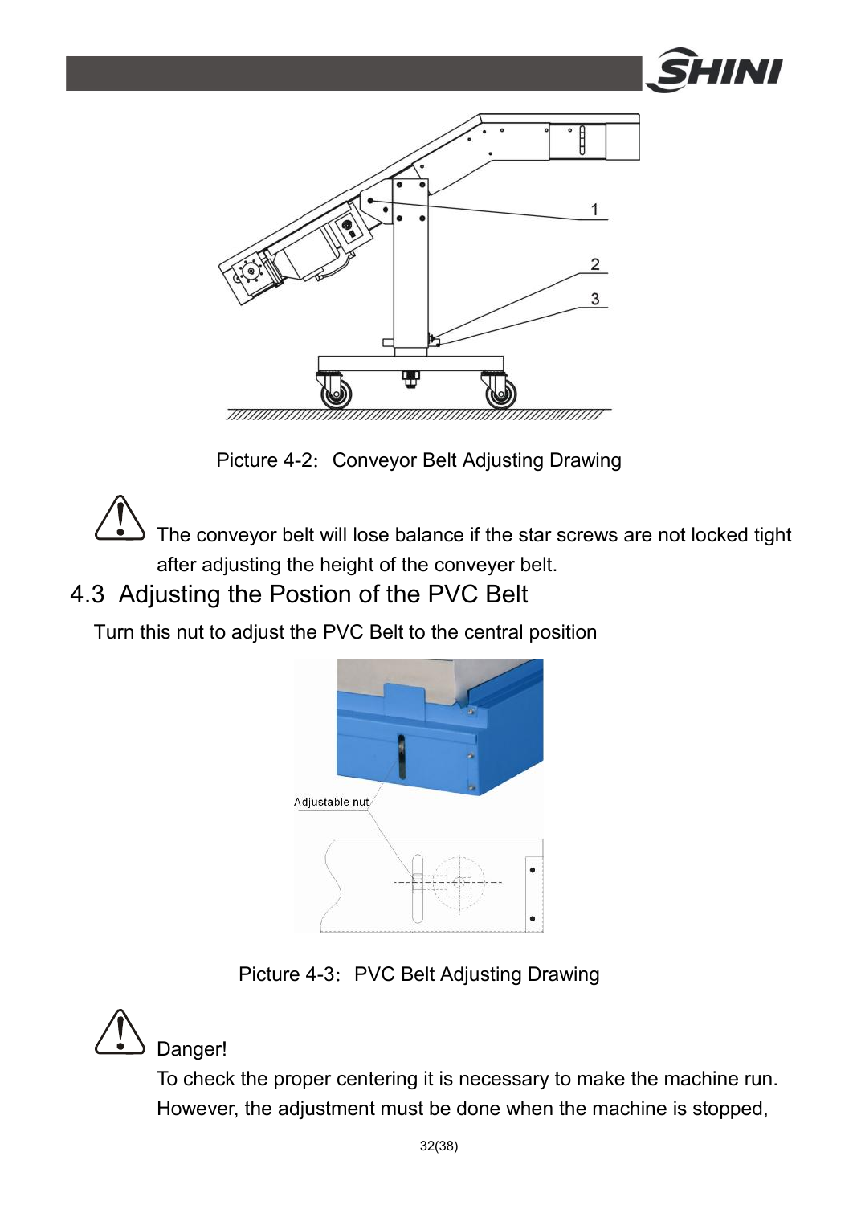Picture 4-2: Conveyor Belt Adjusting Drawing

The conveyor belt will lose balance if the star screws are not locked tight after adjusting the height of the conveyer belt.

## 4.3 Adjusting the Postion of the PVC Belt

Turn this nut to adjust the PVC Belt to the central position

Adjustable nut

Picture 4-3: PVC Belt Adjusting Drawing

Danger!

To check the proper centering it is necessary to make the machine run. However, the adjustment must be done when the machine is stopped,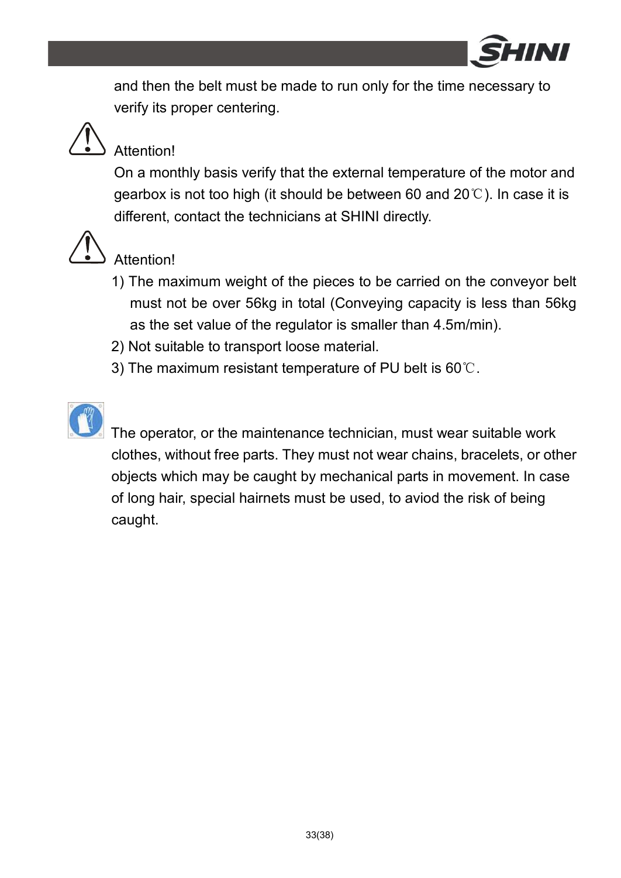and then the belt must be made to run only for the time necessary to verify its proper centering.

Attention!

On a monthly basis verify that the external temperature of the motor and gearbox is not too high (it should be between 60 and 20℃). In case it is different, contact the technicians at SHINI directly.

Attention!

1) The maximum weight of the pieces to be carried on the conveyor belt must not be over 56kg in total (Conveying capacity is less than 56kg as the set value of the regulator is smaller than 4.5m/min).
2) Not suitable to transport loose material.
3) The maximum resistant temperature of PU belt is 60℃.

The operator, or the maintenance technician, must wear suitable work clothes, without free parts. They must not wear chains, bracelets, or other objects which may be caught by mechanical parts in movement. In case of long hair, special hairnets must be used, to aviod the risk of being caught.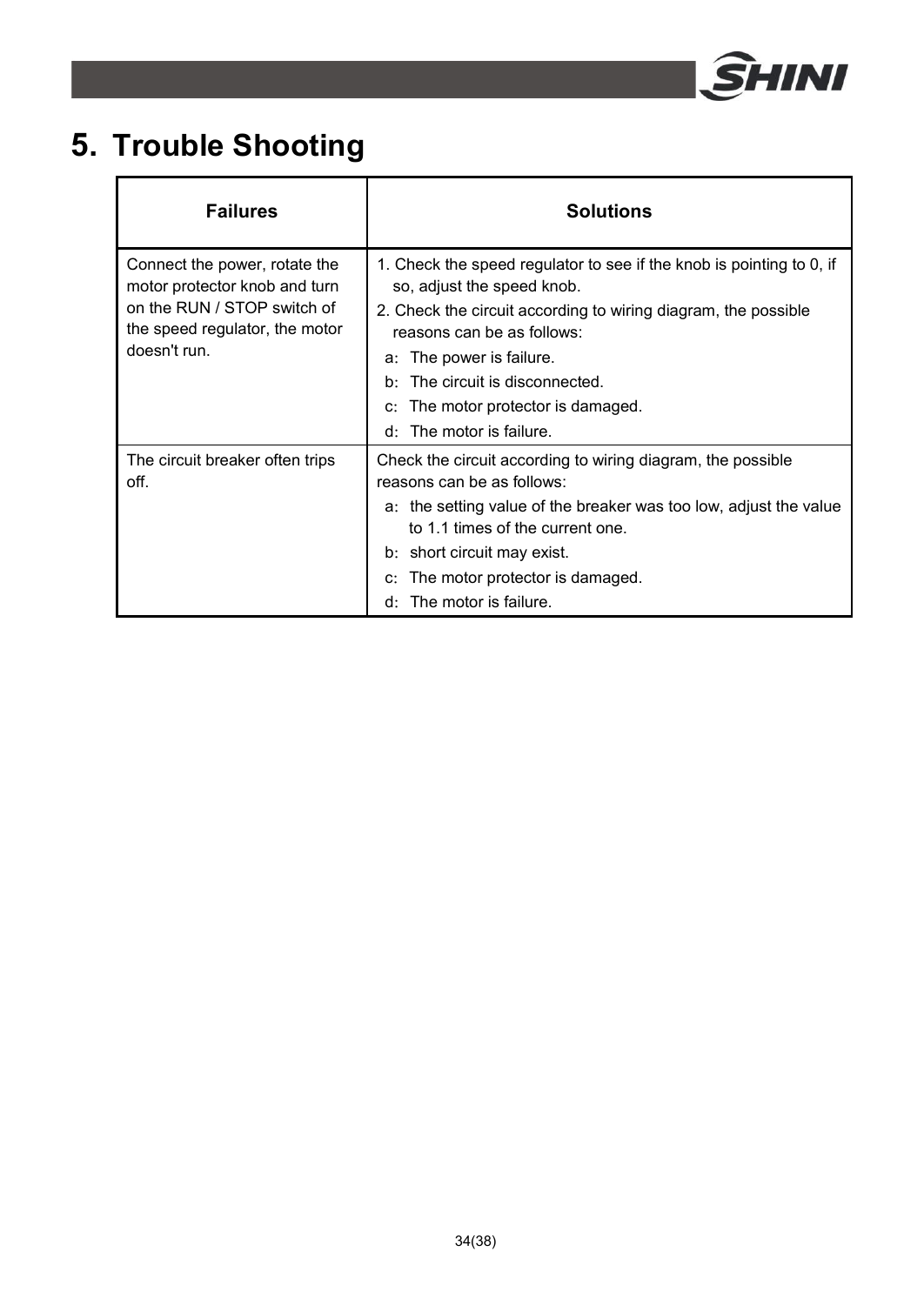# 5. Trouble Shooting

| Failures | Solutions |
|---|---|
| Connect the power, rotate the motor protector knob and turn on the RUN / STOP switch of the speed regulator, the motor doesn't run. | 1. Check the speed regulator to see if the knob is pointing to 0, if so, adjust the speed knob.<br>2. Check the circuit according to wiring diagram, the possible reasons can be as follows:<br>a: The power is failure.<br>b: The circuit is disconnected.<br>c: The motor protector is damaged.<br>d: The motor is failure. |
| The circuit breaker often trips off. | Check the circuit according to wiring diagram, the possible reasons can be as follows:<br>a: the setting value of the breaker was too low, adjust the value to 1.1 times of the current one.<br>b: short circuit may exist.<br>c: The motor protector is damaged.<br>d: The motor is failure. |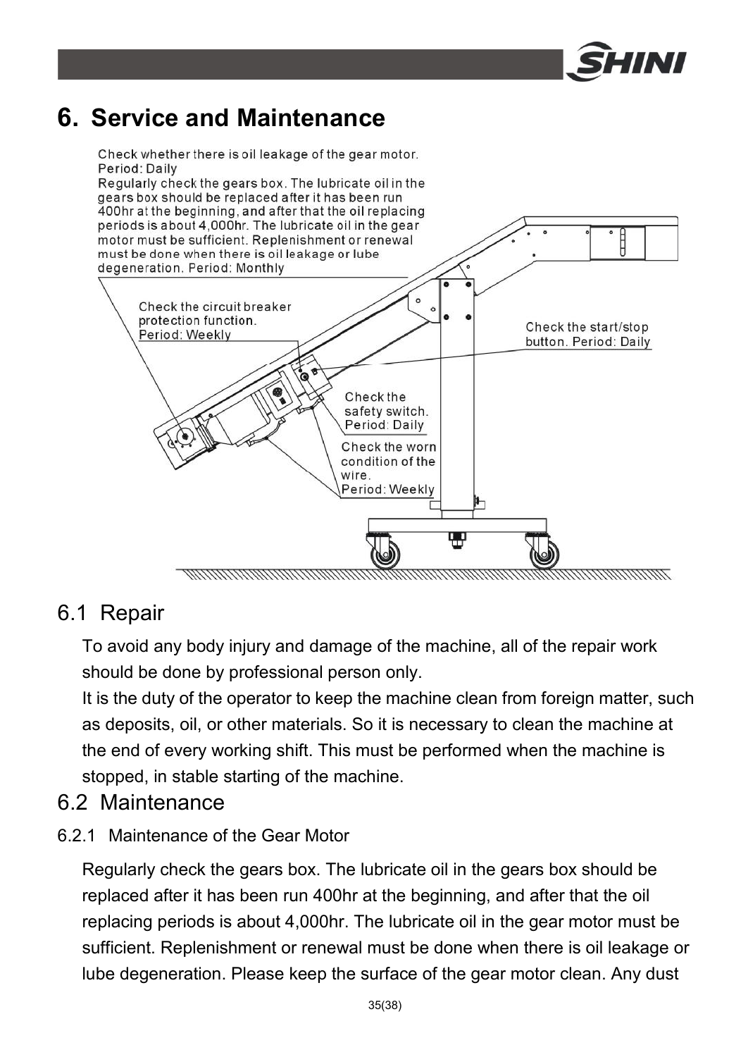# 6. Service and Maintenance

Check whether there is oil leakage of the gear motor.
Period: Daily
Regularly check the gears box. The lubricate oil in the gears box should be replaced after it has been run 400hr at the beginning, and after that the oil replacing periods is about 4,000hr. The lubricate oil in the gear motor must be sufficient. Replenishment or renewal must be done when there is oil leakage or lube degeneration. Period: Monthly

Check the circuit breaker protection function.
Period: Weekly

Check the start/stop button. Period: Daily

Check the safety switch.
Period: Daily

Check the worn condition of the wire.
Period: Weekly

## 6.1 Repair

To avoid any body injury and damage of the machine, all of the repair work should be done by professional person only.

It is the duty of the operator to keep the machine clean from foreign matter, such as deposits, oil, or other materials. So it is necessary to clean the machine at the end of every working shift. This must be performed when the machine is stopped, in stable starting of the machine.

## 6.2 Maintenance

### 6.2.1 Maintenance of the Gear Motor

Regularly check the gears box. The lubricate oil in the gears box should be replaced after it has been run 400hr at the beginning, and after that the oil replacing periods is about 4,000hr. The lubricate oil in the gear motor must be sufficient. Replenishment or renewal must be done when there is oil leakage or lube degeneration. Please keep the surface of the gear motor clean. Any dust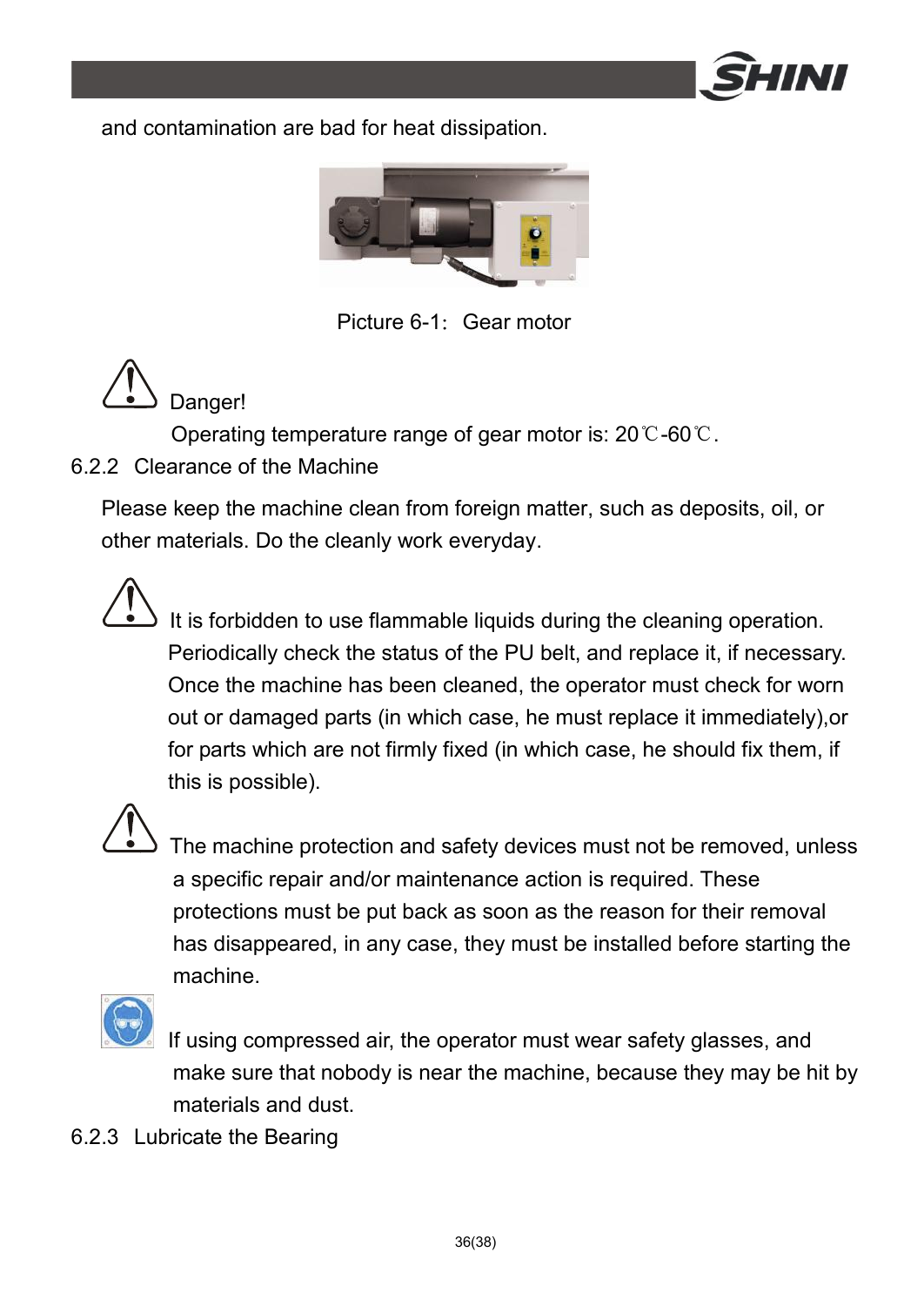and contamination are bad for heat dissipation.

Picture 6-1: Gear motor

Danger!

Operating temperature range of gear motor is: 20℃-60℃.

### 6.2.2 Clearance of the Machine

Please keep the machine clean from foreign matter, such as deposits, oil, or other materials. Do the cleanly work everyday.

It is forbidden to use flammable liquids during the cleaning operation. Periodically check the status of the PU belt, and replace it, if necessary. Once the machine has been cleaned, the operator must check for worn out or damaged parts (in which case, he must replace it immediately),or for parts which are not firmly fixed (in which case, he should fix them, if this is possible).

The machine protection and safety devices must not be removed, unless a specific repair and/or maintenance action is required. These protections must be put back as soon as the reason for their removal has disappeared, in any case, they must be installed before starting the machine.

If using compressed air, the operator must wear safety glasses, and make sure that nobody is near the machine, because they may be hit by materials and dust.

### 6.2.3 Lubricate the Bearing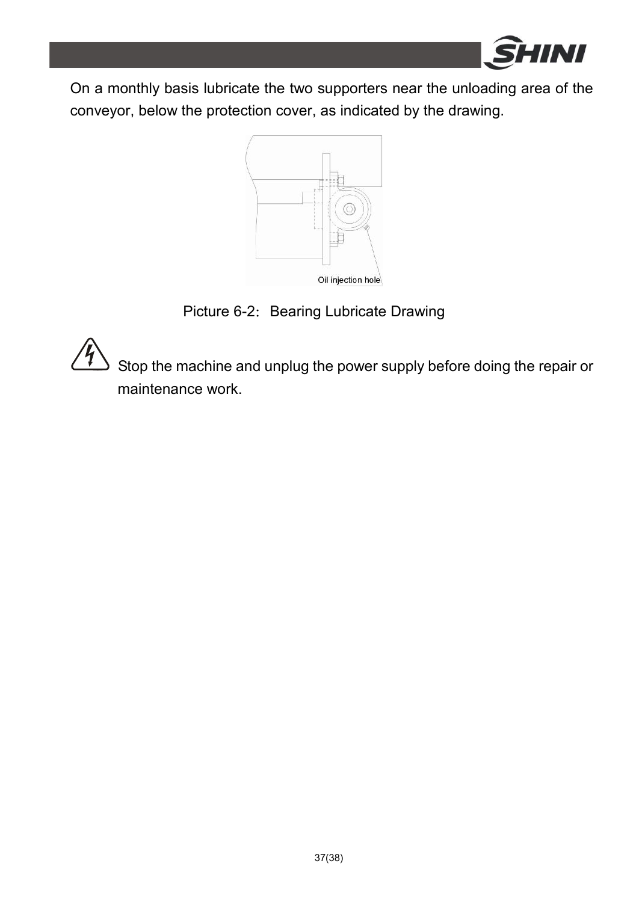On a monthly basis lubricate the two supporters near the unloading area of the conveyor, below the protection cover, as indicated by the drawing.

Oil injection hole

Picture 6-2: Bearing Lubricate Drawing

Stop the machine and unplug the power supply before doing the repair or maintenance work.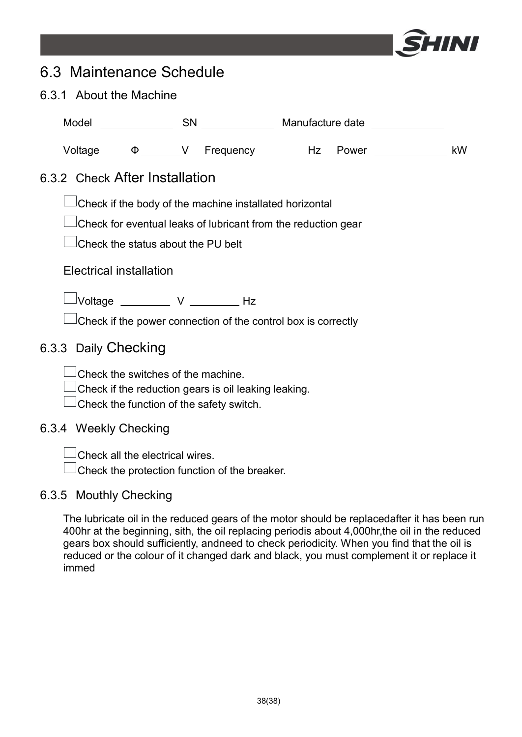## 6.3 Maintenance Schedule

### 6.3.1 About the Machine

Model ____________ SN ____________ Manufacture date ____________

Voltage_____Φ_______V Frequency _______ Hz Power ____________ kW

### 6.3.2 Check After Installation

☐Check if the body of the machine installated horizontal

☐Check for eventual leaks of lubricant from the reduction gear

☐Check the status about the PU belt

Electrical installation

☐Voltage ________ V ________ Hz

☐Check if the power connection of the control box is correctly

### 6.3.3 Daily Checking

☐Check the switches of the machine.
☐Check if the reduction gears is oil leaking leaking.
☐Check the function of the safety switch.

### 6.3.4 Weekly Checking

☐Check all the electrical wires.
☐Check the protection function of the breaker.

### 6.3.5 Mouthly Checking

The lubricate oil in the reduced gears of the motor should be replacedafter it has been run 400hr at the beginning, sith, the oil replacing periodis about 4,000hr,the oil in the reduced gears box should sufficiently, andneed to check periodicity. When you find that the oil is reduced or the colour of it changed dark and black, you must complement it or replace it immed